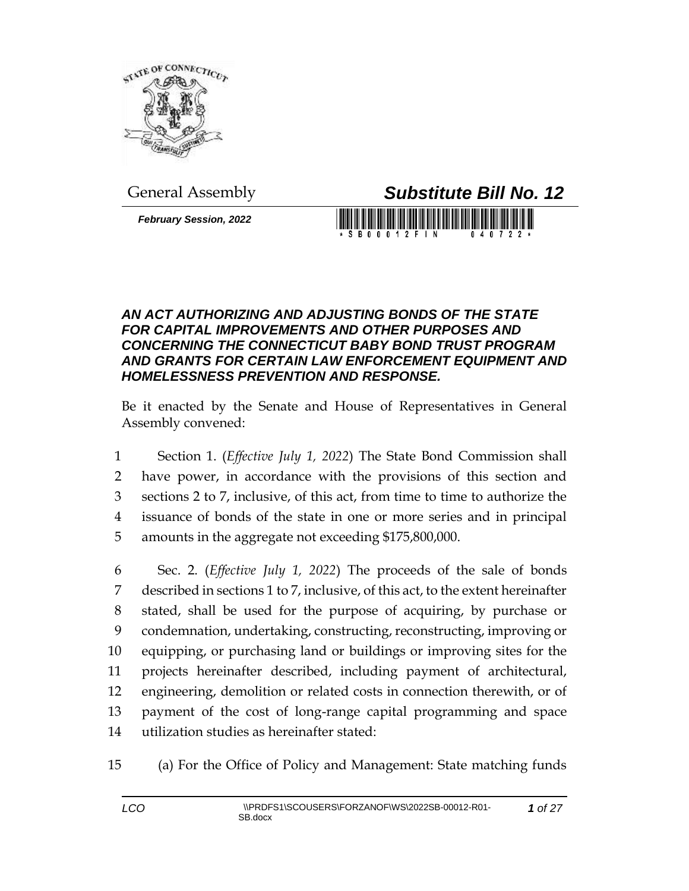General Assembly

# *Substitute Bill No. 12*

***February Session, 2022***

### *AN ACT AUTHORIZING AND ADJUSTING BONDS OF THE STATE FOR CAPITAL IMPROVEMENTS AND OTHER PURPOSES AND CONCERNING THE CONNECTICUT BABY BOND TRUST PROGRAM AND GRANTS FOR CERTAIN LAW ENFORCEMENT EQUIPMENT AND HOMELESSNESS PREVENTION AND RESPONSE.*

Be it enacted by the Senate and House of Representatives in General Assembly convened:

1 Section 1. (*Effective July 1, 2022*) The State Bond Commission shall
2 have power, in accordance with the provisions of this section and
3 sections 2 to 7, inclusive, of this act, from time to time to authorize the
4 issuance of bonds of the state in one or more series and in principal
5 amounts in the aggregate not exceeding $175,800,000.

6 Sec. 2. (*Effective July 1, 2022*) The proceeds of the sale of bonds
7 described in sections 1 to 7, inclusive, of this act, to the extent hereinafter
8 stated, shall be used for the purpose of acquiring, by purchase or
9 condemnation, undertaking, constructing, reconstructing, improving or
10 equipping, or purchasing land or buildings or improving sites for the
11 projects hereinafter described, including payment of architectural,
12 engineering, demolition or related costs in connection therewith, or of
13 payment of the cost of long-range capital programming and space
14 utilization studies as hereinafter stated:

15 (a) For the Office of Policy and Management: State matching funds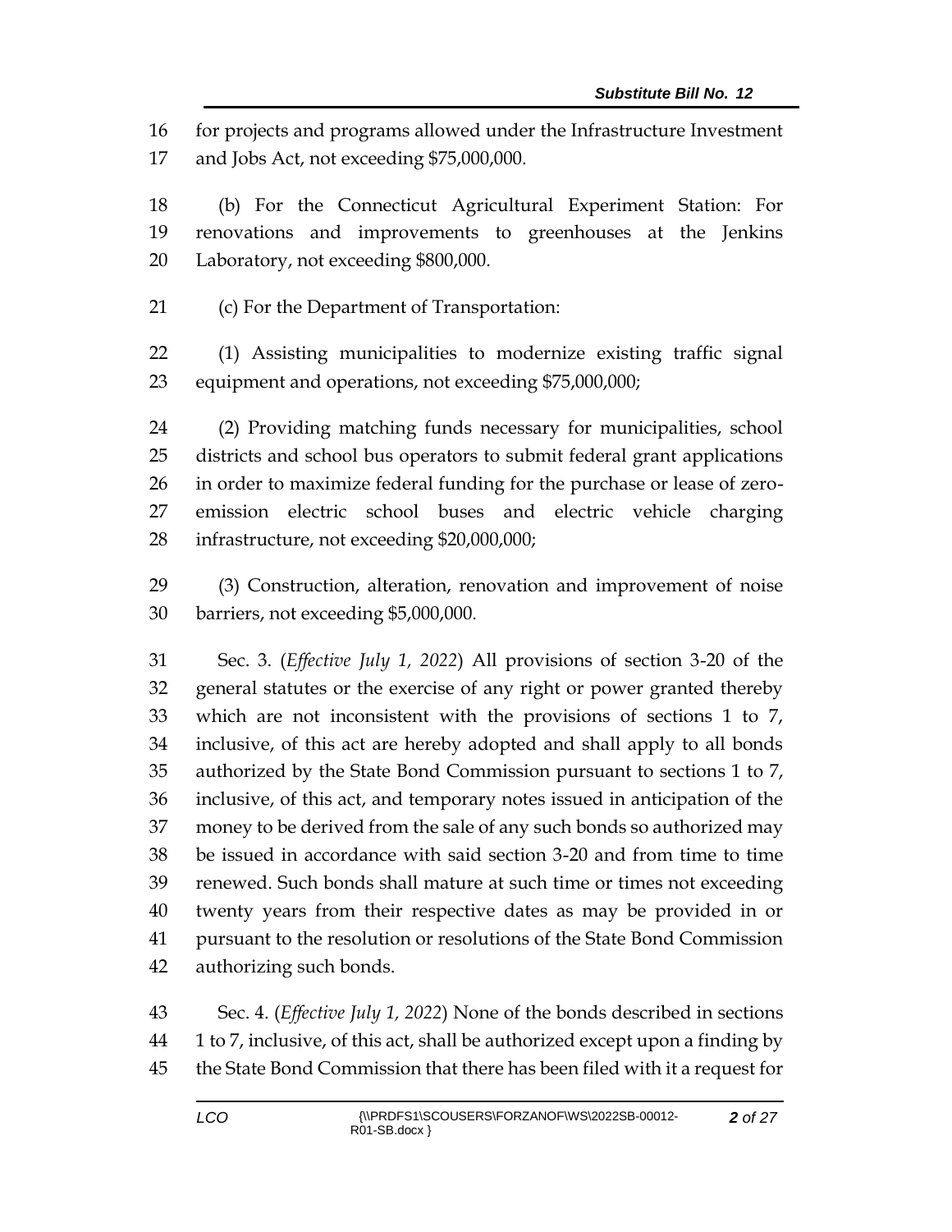for projects and programs allowed under the Infrastructure Investment and Jobs Act, not exceeding $75,000,000.

(b) For the Connecticut Agricultural Experiment Station: For renovations and improvements to greenhouses at the Jenkins Laboratory, not exceeding $800,000.

(c) For the Department of Transportation:

(1) Assisting municipalities to modernize existing traffic signal equipment and operations, not exceeding $75,000,000;

(2) Providing matching funds necessary for municipalities, school districts and school bus operators to submit federal grant applications in order to maximize federal funding for the purchase or lease of zero-emission electric school buses and electric vehicle charging infrastructure, not exceeding $20,000,000;

(3) Construction, alteration, renovation and improvement of noise barriers, not exceeding $5,000,000.

Sec. 3. (*Effective July 1, 2022*) All provisions of section 3-20 of the general statutes or the exercise of any right or power granted thereby which are not inconsistent with the provisions of sections 1 to 7, inclusive, of this act are hereby adopted and shall apply to all bonds authorized by the State Bond Commission pursuant to sections 1 to 7, inclusive, of this act, and temporary notes issued in anticipation of the money to be derived from the sale of any such bonds so authorized may be issued in accordance with said section 3-20 and from time to time renewed. Such bonds shall mature at such time or times not exceeding twenty years from their respective dates as may be provided in or pursuant to the resolution or resolutions of the State Bond Commission authorizing such bonds.

Sec. 4. (*Effective July 1, 2022*) None of the bonds described in sections 1 to 7, inclusive, of this act, shall be authorized except upon a finding by the State Bond Commission that there has been filed with it a request for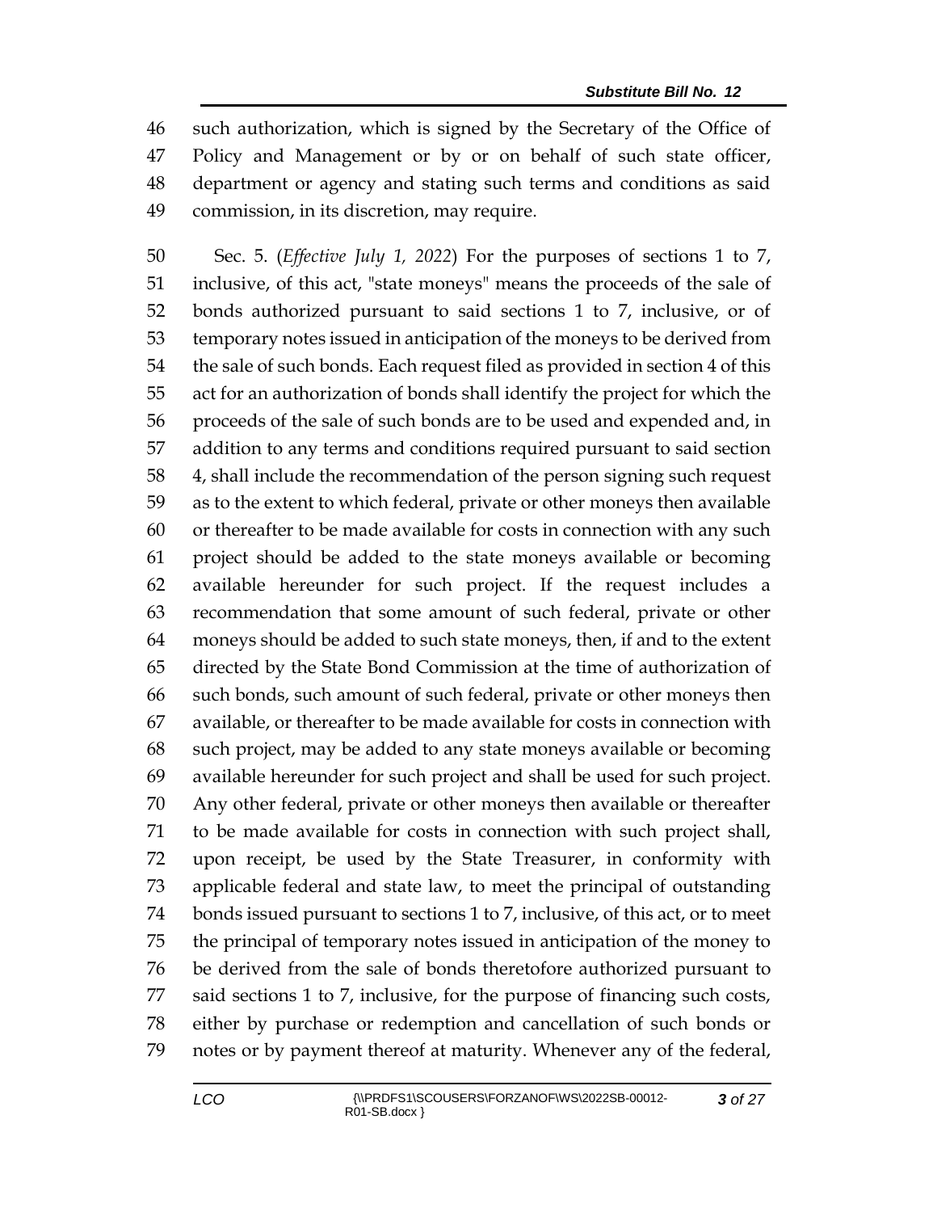such authorization, which is signed by the Secretary of the Office of Policy and Management or by or on behalf of such state officer, department or agency and stating such terms and conditions as said commission, in its discretion, may require.

Sec. 5. (*Effective July 1, 2022*) For the purposes of sections 1 to 7, inclusive, of this act, "state moneys" means the proceeds of the sale of bonds authorized pursuant to said sections 1 to 7, inclusive, or of temporary notes issued in anticipation of the moneys to be derived from the sale of such bonds. Each request filed as provided in section 4 of this act for an authorization of bonds shall identify the project for which the proceeds of the sale of such bonds are to be used and expended and, in addition to any terms and conditions required pursuant to said section 4, shall include the recommendation of the person signing such request as to the extent to which federal, private or other moneys then available or thereafter to be made available for costs in connection with any such project should be added to the state moneys available or becoming available hereunder for such project. If the request includes a recommendation that some amount of such federal, private or other moneys should be added to such state moneys, then, if and to the extent directed by the State Bond Commission at the time of authorization of such bonds, such amount of such federal, private or other moneys then available, or thereafter to be made available for costs in connection with such project, may be added to any state moneys available or becoming available hereunder for such project and shall be used for such project. Any other federal, private or other moneys then available or thereafter to be made available for costs in connection with such project shall, upon receipt, be used by the State Treasurer, in conformity with applicable federal and state law, to meet the principal of outstanding bonds issued pursuant to sections 1 to 7, inclusive, of this act, or to meet the principal of temporary notes issued in anticipation of the money to be derived from the sale of bonds theretofore authorized pursuant to said sections 1 to 7, inclusive, for the purpose of financing such costs, either by purchase or redemption and cancellation of such bonds or notes or by payment thereof at maturity. Whenever any of the federal,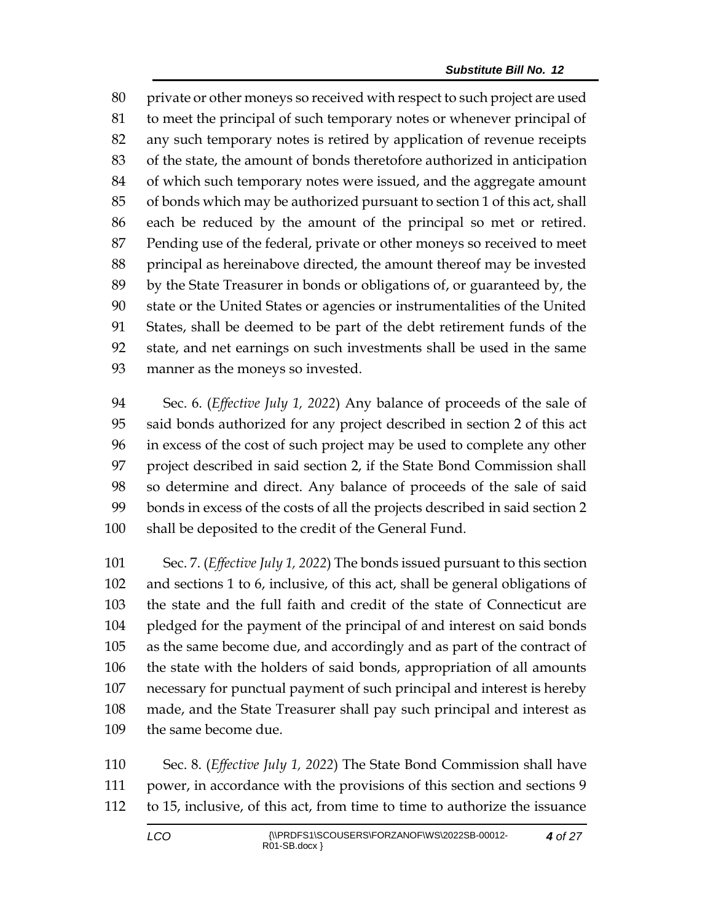private or other moneys so received with respect to such project are used to meet the principal of such temporary notes or whenever principal of any such temporary notes is retired by application of revenue receipts of the state, the amount of bonds theretofore authorized in anticipation of which such temporary notes were issued, and the aggregate amount of bonds which may be authorized pursuant to section 1 of this act, shall each be reduced by the amount of the principal so met or retired. Pending use of the federal, private or other moneys so received to meet principal as hereinabove directed, the amount thereof may be invested by the State Treasurer in bonds or obligations of, or guaranteed by, the state or the United States or agencies or instrumentalities of the United States, shall be deemed to be part of the debt retirement funds of the state, and net earnings on such investments shall be used in the same manner as the moneys so invested.

Sec. 6. (*Effective July 1, 2022*) Any balance of proceeds of the sale of said bonds authorized for any project described in section 2 of this act in excess of the cost of such project may be used to complete any other project described in said section 2, if the State Bond Commission shall so determine and direct. Any balance of proceeds of the sale of said bonds in excess of the costs of all the projects described in said section 2 shall be deposited to the credit of the General Fund.

Sec. 7. (*Effective July 1, 2022*) The bonds issued pursuant to this section and sections 1 to 6, inclusive, of this act, shall be general obligations of the state and the full faith and credit of the state of Connecticut are pledged for the payment of the principal of and interest on said bonds as the same become due, and accordingly and as part of the contract of the state with the holders of said bonds, appropriation of all amounts necessary for punctual payment of such principal and interest is hereby made, and the State Treasurer shall pay such principal and interest as the same become due.

Sec. 8. (*Effective July 1, 2022*) The State Bond Commission shall have power, in accordance with the provisions of this section and sections 9 to 15, inclusive, of this act, from time to time to authorize the issuance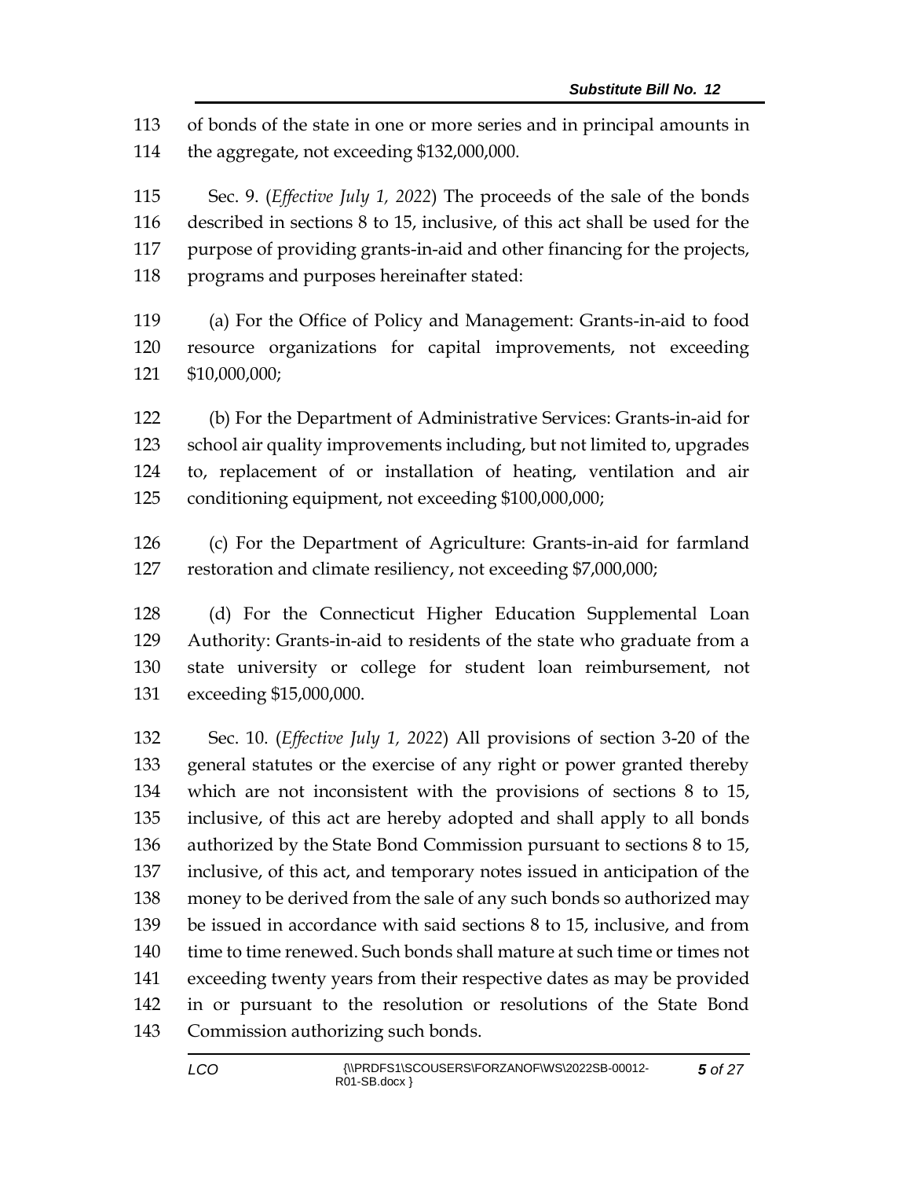of bonds of the state in one or more series and in principal amounts in the aggregate, not exceeding $132,000,000.

Sec. 9. (*Effective July 1, 2022*) The proceeds of the sale of the bonds described in sections 8 to 15, inclusive, of this act shall be used for the purpose of providing grants-in-aid and other financing for the projects, programs and purposes hereinafter stated:

(a) For the Office of Policy and Management: Grants-in-aid to food resource organizations for capital improvements, not exceeding $10,000,000;

(b) For the Department of Administrative Services: Grants-in-aid for school air quality improvements including, but not limited to, upgrades to, replacement of or installation of heating, ventilation and air conditioning equipment, not exceeding $100,000,000;

(c) For the Department of Agriculture: Grants-in-aid for farmland restoration and climate resiliency, not exceeding $7,000,000;

(d) For the Connecticut Higher Education Supplemental Loan Authority: Grants-in-aid to residents of the state who graduate from a state university or college for student loan reimbursement, not exceeding $15,000,000.

Sec. 10. (*Effective July 1, 2022*) All provisions of section 3-20 of the general statutes or the exercise of any right or power granted thereby which are not inconsistent with the provisions of sections 8 to 15, inclusive, of this act are hereby adopted and shall apply to all bonds authorized by the State Bond Commission pursuant to sections 8 to 15, inclusive, of this act, and temporary notes issued in anticipation of the money to be derived from the sale of any such bonds so authorized may be issued in accordance with said sections 8 to 15, inclusive, and from time to time renewed. Such bonds shall mature at such time or times not exceeding twenty years from their respective dates as may be provided in or pursuant to the resolution or resolutions of the State Bond Commission authorizing such bonds.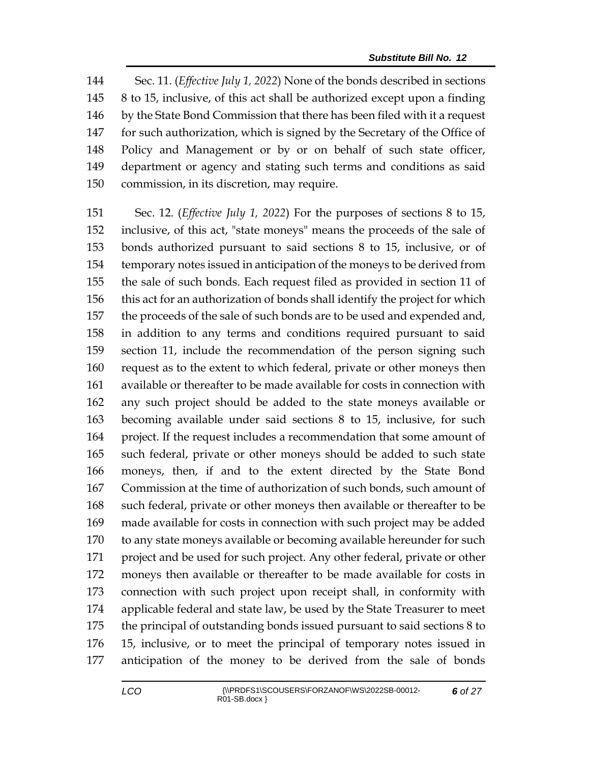Sec. 11. (*Effective July 1, 2022*) None of the bonds described in sections 8 to 15, inclusive, of this act shall be authorized except upon a finding by the State Bond Commission that there has been filed with it a request for such authorization, which is signed by the Secretary of the Office of Policy and Management or by or on behalf of such state officer, department or agency and stating such terms and conditions as said commission, in its discretion, may require.

Sec. 12. (*Effective July 1, 2022*) For the purposes of sections 8 to 15, inclusive, of this act, "state moneys" means the proceeds of the sale of bonds authorized pursuant to said sections 8 to 15, inclusive, or of temporary notes issued in anticipation of the moneys to be derived from the sale of such bonds. Each request filed as provided in section 11 of this act for an authorization of bonds shall identify the project for which the proceeds of the sale of such bonds are to be used and expended and, in addition to any terms and conditions required pursuant to said section 11, include the recommendation of the person signing such request as to the extent to which federal, private or other moneys then available or thereafter to be made available for costs in connection with any such project should be added to the state moneys available or becoming available under said sections 8 to 15, inclusive, for such project. If the request includes a recommendation that some amount of such federal, private or other moneys should be added to such state moneys, then, if and to the extent directed by the State Bond Commission at the time of authorization of such bonds, such amount of such federal, private or other moneys then available or thereafter to be made available for costs in connection with such project may be added to any state moneys available or becoming available hereunder for such project and be used for such project. Any other federal, private or other moneys then available or thereafter to be made available for costs in connection with such project upon receipt shall, in conformity with applicable federal and state law, be used by the State Treasurer to meet the principal of outstanding bonds issued pursuant to said sections 8 to 15, inclusive, or to meet the principal of temporary notes issued in anticipation of the money to be derived from the sale of bonds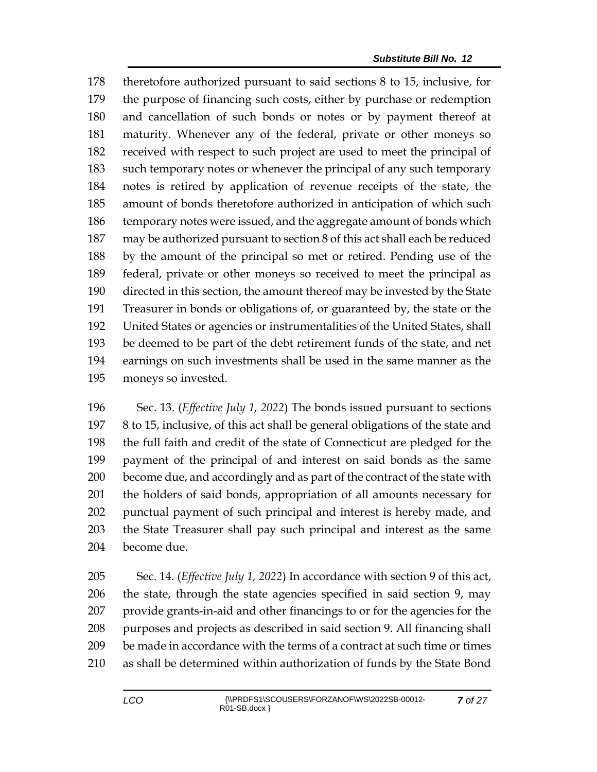theretofore authorized pursuant to said sections 8 to 15, inclusive, for the purpose of financing such costs, either by purchase or redemption and cancellation of such bonds or notes or by payment thereof at maturity. Whenever any of the federal, private or other moneys so received with respect to such project are used to meet the principal of such temporary notes or whenever the principal of any such temporary notes is retired by application of revenue receipts of the state, the amount of bonds theretofore authorized in anticipation of which such temporary notes were issued, and the aggregate amount of bonds which may be authorized pursuant to section 8 of this act shall each be reduced by the amount of the principal so met or retired. Pending use of the federal, private or other moneys so received to meet the principal as directed in this section, the amount thereof may be invested by the State Treasurer in bonds or obligations of, or guaranteed by, the state or the United States or agencies or instrumentalities of the United States, shall be deemed to be part of the debt retirement funds of the state, and net earnings on such investments shall be used in the same manner as the moneys so invested.

Sec. 13. (*Effective July 1, 2022*) The bonds issued pursuant to sections 8 to 15, inclusive, of this act shall be general obligations of the state and the full faith and credit of the state of Connecticut are pledged for the payment of the principal of and interest on said bonds as the same become due, and accordingly and as part of the contract of the state with the holders of said bonds, appropriation of all amounts necessary for punctual payment of such principal and interest is hereby made, and the State Treasurer shall pay such principal and interest as the same become due.

Sec. 14. (*Effective July 1, 2022*) In accordance with section 9 of this act, the state, through the state agencies specified in said section 9, may provide grants-in-aid and other financings to or for the agencies for the purposes and projects as described in said section 9. All financing shall be made in accordance with the terms of a contract at such time or times as shall be determined within authorization of funds by the State Bond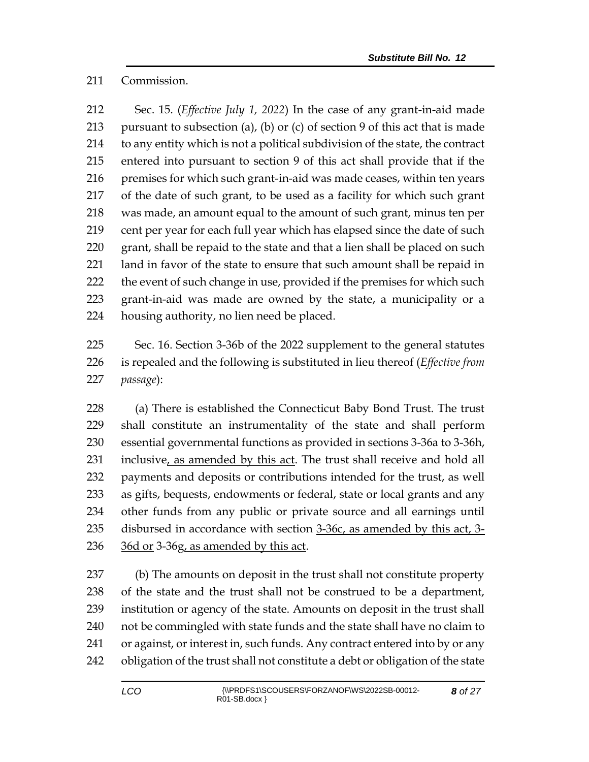Commission.

Sec. 15. (*Effective July 1, 2022*) In the case of any grant-in-aid made pursuant to subsection (a), (b) or (c) of section 9 of this act that is made to any entity which is not a political subdivision of the state, the contract entered into pursuant to section 9 of this act shall provide that if the premises for which such grant-in-aid was made ceases, within ten years of the date of such grant, to be used as a facility for which such grant was made, an amount equal to the amount of such grant, minus ten per cent per year for each full year which has elapsed since the date of such grant, shall be repaid to the state and that a lien shall be placed on such land in favor of the state to ensure that such amount shall be repaid in the event of such change in use, provided if the premises for which such grant-in-aid was made are owned by the state, a municipality or a housing authority, no lien need be placed.

Sec. 16. Section 3-36b of the 2022 supplement to the general statutes is repealed and the following is substituted in lieu thereof (*Effective from passage*):

(a) There is established the Connecticut Baby Bond Trust. The trust shall constitute an instrumentality of the state and shall perform essential governmental functions as provided in sections 3-36a to 3-36h, inclusive<u>, as amended by this act</u>. The trust shall receive and hold all payments and deposits or contributions intended for the trust, as well as gifts, bequests, endowments or federal, state or local grants and any other funds from any public or private source and all earnings until disbursed in accordance with section <u>3-36c, as amended by this act, 3-36d or</u> 3-36g<u>, as amended by this act</u>.

(b) The amounts on deposit in the trust shall not constitute property of the state and the trust shall not be construed to be a department, institution or agency of the state. Amounts on deposit in the trust shall not be commingled with state funds and the state shall have no claim to or against, or interest in, such funds. Any contract entered into by or any obligation of the trust shall not constitute a debt or obligation of the state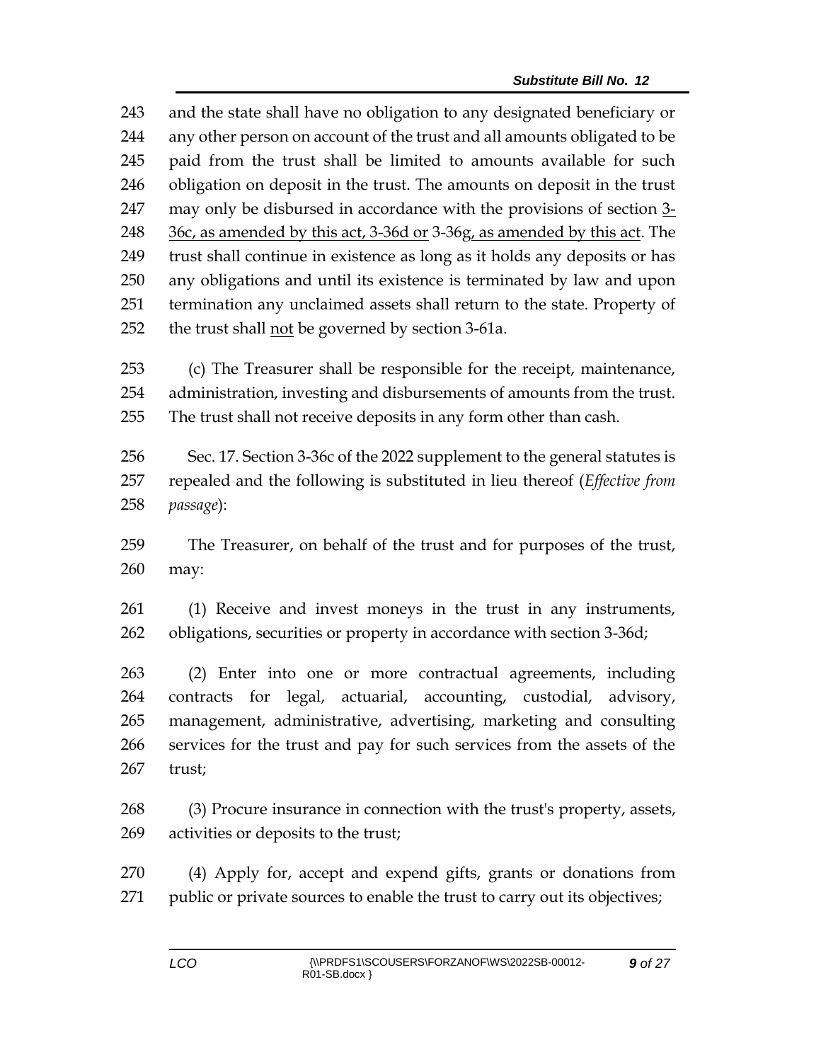and the state shall have no obligation to any designated beneficiary or any other person on account of the trust and all amounts obligated to be paid from the trust shall be limited to amounts available for such obligation on deposit in the trust. The amounts on deposit in the trust may only be disbursed in accordance with the provisions of section <u>3-36c, as amended by this act, 3-36d or</u> 3-36g<u>, as amended by this act</u>. The trust shall continue in existence as long as it holds any deposits or has any obligations and until its existence is terminated by law and upon termination any unclaimed assets shall return to the state. Property of the trust shall <u>not</u> be governed by section 3-61a.

(c) The Treasurer shall be responsible for the receipt, maintenance, administration, investing and disbursements of amounts from the trust. The trust shall not receive deposits in any form other than cash.

Sec. 17. Section 3-36c of the 2022 supplement to the general statutes is repealed and the following is substituted in lieu thereof (*Effective from passage*):

The Treasurer, on behalf of the trust and for purposes of the trust, may:

(1) Receive and invest moneys in the trust in any instruments, obligations, securities or property in accordance with section 3-36d;

(2) Enter into one or more contractual agreements, including contracts for legal, actuarial, accounting, custodial, advisory, management, administrative, advertising, marketing and consulting services for the trust and pay for such services from the assets of the trust;

(3) Procure insurance in connection with the trust's property, assets, activities or deposits to the trust;

(4) Apply for, accept and expend gifts, grants or donations from public or private sources to enable the trust to carry out its objectives;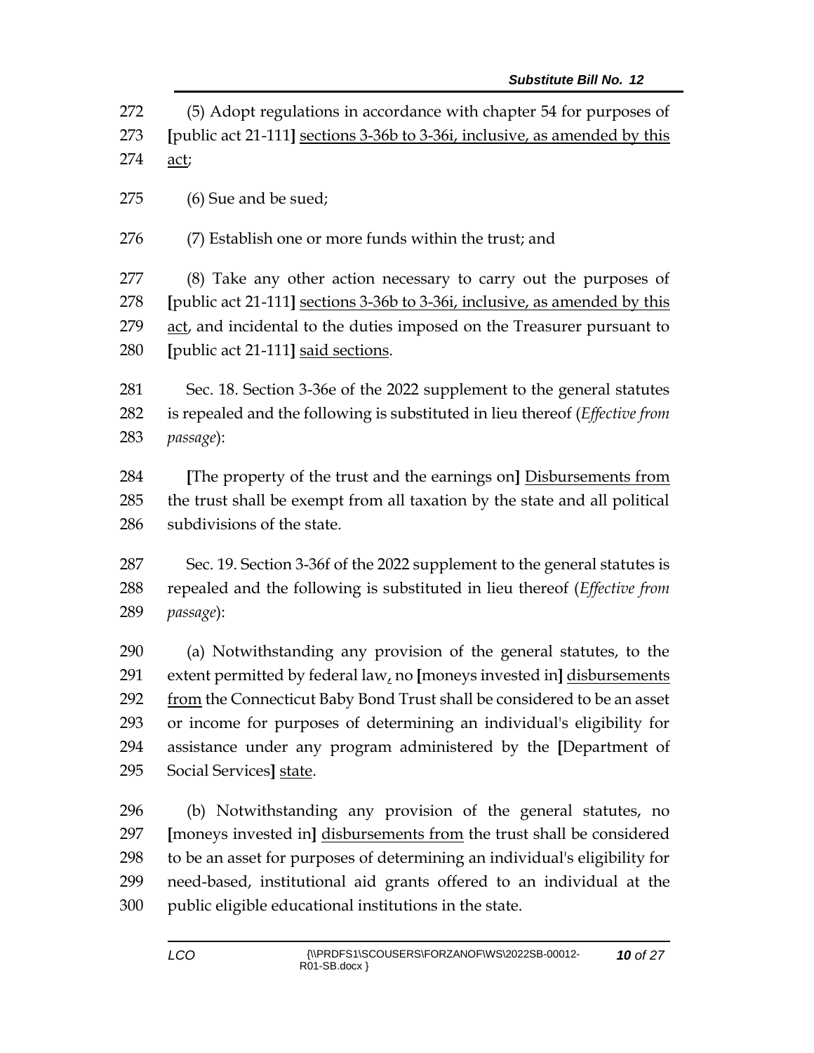272 (5) Adopt regulations in accordance with chapter 54 for purposes of
273 [public act 21-111] <u>sections 3-36b to 3-36i, inclusive, as amended by this</u>
274 <u>act</u>;

275 (6) Sue and be sued;

276 (7) Establish one or more funds within the trust; and

277 (8) Take any other action necessary to carry out the purposes of
278 [public act 21-111] <u>sections 3-36b to 3-36i, inclusive, as amended by this</u>
279 <u>act</u>, and incidental to the duties imposed on the Treasurer pursuant to
280 [public act 21-111] <u>said sections</u>.

281 Sec. 18. Section 3-36e of the 2022 supplement to the general statutes
282 is repealed and the following is substituted in lieu thereof (*Effective from*
283 *passage*):

284 [The property of the trust and the earnings on] <u>Disbursements from</u>
285 the trust shall be exempt from all taxation by the state and all political
286 subdivisions of the state.

287 Sec. 19. Section 3-36f of the 2022 supplement to the general statutes is
288 repealed and the following is substituted in lieu thereof (*Effective from*
289 *passage*):

290 (a) Notwithstanding any provision of the general statutes, to the
291 extent permitted by federal law<u>,</u> no [moneys invested in] <u>disbursements</u>
292 <u>from</u> the Connecticut Baby Bond Trust shall be considered to be an asset
293 or income for purposes of determining an individual's eligibility for
294 assistance under any program administered by the [Department of
295 Social Services] <u>state</u>.

296 (b) Notwithstanding any provision of the general statutes, no
297 [moneys invested in] <u>disbursements from</u> the trust shall be considered
298 to be an asset for purposes of determining an individual's eligibility for
299 need-based, institutional aid grants offered to an individual at the
300 public eligible educational institutions in the state.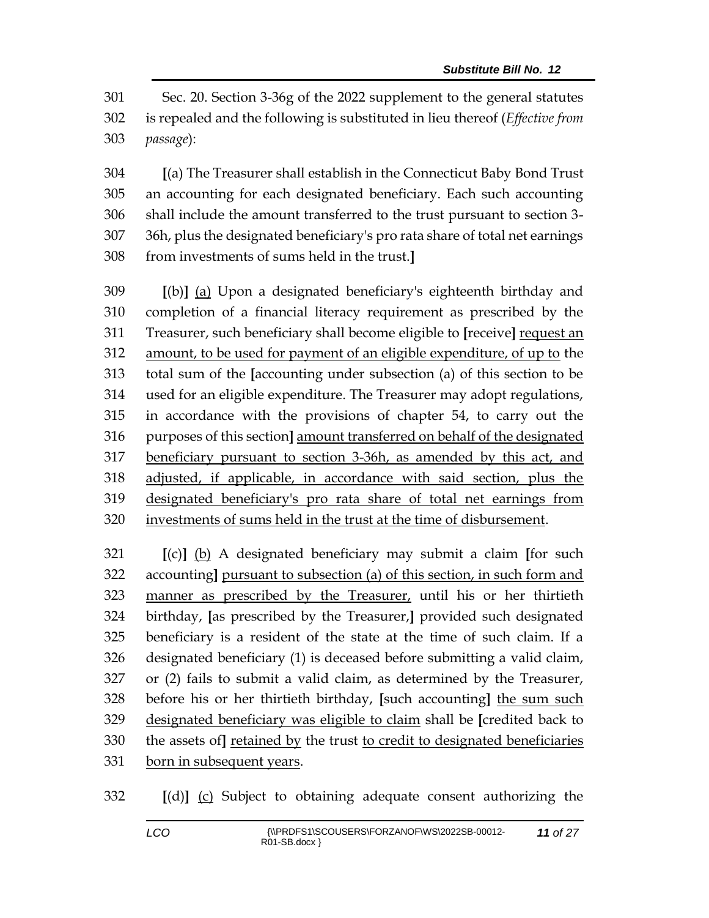Sec. 20. Section 3-36g of the 2022 supplement to the general statutes is repealed and the following is substituted in lieu thereof (*Effective from passage*):

[(a) The Treasurer shall establish in the Connecticut Baby Bond Trust an accounting for each designated beneficiary. Each such accounting shall include the amount transferred to the trust pursuant to section 3-36h, plus the designated beneficiary's pro rata share of total net earnings from investments of sums held in the trust.]

[(b)] <u>(a)</u> Upon a designated beneficiary's eighteenth birthday and completion of a financial literacy requirement as prescribed by the Treasurer, such beneficiary shall become eligible to [receive] <u>request an amount, to be used for payment of an eligible expenditure, of up to</u> the total sum of the [accounting under subsection (a) of this section to be used for an eligible expenditure. The Treasurer may adopt regulations, in accordance with the provisions of chapter 54, to carry out the purposes of this section] <u>amount transferred on behalf of the designated beneficiary pursuant to section 3-36h, as amended by this act, and adjusted, if applicable, in accordance with said section, plus the designated beneficiary's pro rata share of total net earnings from investments of sums held in the trust at the time of disbursement</u>.

[(c)] <u>(b)</u> A designated beneficiary may submit a claim [for such accounting] <u>pursuant to subsection (a) of this section, in such form and manner as prescribed by the Treasurer,</u> until his or her thirtieth birthday, [as prescribed by the Treasurer,] provided such designated beneficiary is a resident of the state at the time of such claim. If a designated beneficiary (1) is deceased before submitting a valid claim, or (2) fails to submit a valid claim, as determined by the Treasurer, before his or her thirtieth birthday, [such accounting] <u>the sum such designated beneficiary was eligible to claim</u> shall be [credited back to the assets of] <u>retained by</u> the trust <u>to credit to designated beneficiaries born in subsequent years</u>.

[(d)] <u>(c)</u> Subject to obtaining adequate consent authorizing the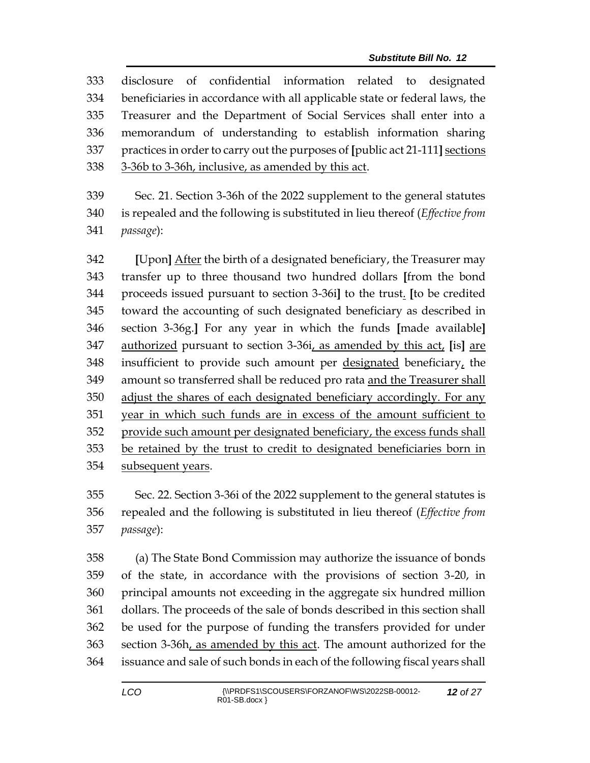disclosure of confidential information related to designated beneficiaries in accordance with all applicable state or federal laws, the Treasurer and the Department of Social Services shall enter into a memorandum of understanding to establish information sharing practices in order to carry out the purposes of [public act 21-111] <u>sections 3-36b to 3-36h, inclusive, as amended by this act</u>.

Sec. 21. Section 3-36h of the 2022 supplement to the general statutes is repealed and the following is substituted in lieu thereof (*Effective from passage*):

[Upon] <u>After</u> the birth of a designated beneficiary, the Treasurer may transfer up to three thousand two hundred dollars [from the bond proceeds issued pursuant to section 3-36i] to the trust<u>.</u> [to be credited toward the accounting of such designated beneficiary as described in section 3-36g.] For any year in which the funds [made available] <u>authorized</u> pursuant to section 3-36i<u>, as amended by this act,</u> [is] <u>are</u> insufficient to provide such amount per <u>designated</u> beneficiary<u>,</u> the amount so transferred shall be reduced pro rata <u>and the Treasurer shall adjust the shares of each designated beneficiary accordingly. For any year in which such funds are in excess of the amount sufficient to provide such amount per designated beneficiary, the excess funds shall be retained by the trust to credit to designated beneficiaries born in subsequent years</u>.

Sec. 22. Section 3-36i of the 2022 supplement to the general statutes is repealed and the following is substituted in lieu thereof (*Effective from passage*):

(a) The State Bond Commission may authorize the issuance of bonds of the state, in accordance with the provisions of section 3-20, in principal amounts not exceeding in the aggregate six hundred million dollars. The proceeds of the sale of bonds described in this section shall be used for the purpose of funding the transfers provided for under section 3-36h<u>, as amended by this act</u>. The amount authorized for the issuance and sale of such bonds in each of the following fiscal years shall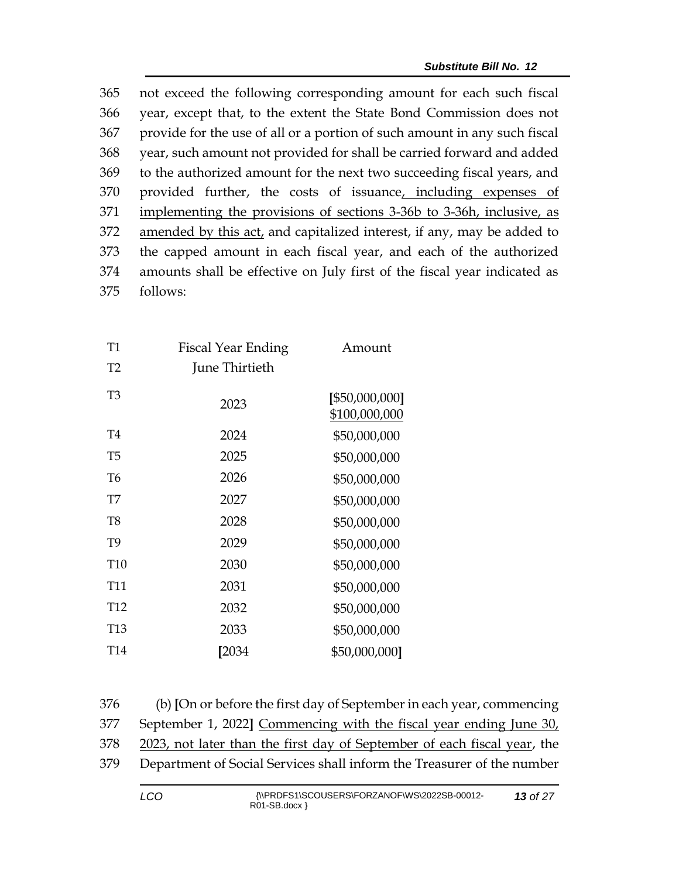365 not exceed the following corresponding amount for each such fiscal
366 year, except that, to the extent the State Bond Commission does not
367 provide for the use of all or a portion of such amount in any such fiscal
368 year, such amount not provided for shall be carried forward and added
369 to the authorized amount for the next two succeeding fiscal years, and
370 provided further, the costs of issuance<u>, including expenses of</u>
371 <u>implementing the provisions of sections 3-36b to 3-36h, inclusive, as</u>
372 <u>amended by this act,</u> and capitalized interest, if any, may be added to
373 the capped amount in each fiscal year, and each of the authorized
374 amounts shall be effective on July first of the fiscal year indicated as
375 follows:

| | Fiscal Year Ending June Thirtieth | Amount |
|---|---|---|
| T3 | 2023 | [$50,000,000] <u>$100,000,000</u> |
| T4 | 2024 | $50,000,000 |
| T5 | 2025 | $50,000,000 |
| T6 | 2026 | $50,000,000 |
| T7 | 2027 | $50,000,000 |
| T8 | 2028 | $50,000,000 |
| T9 | 2029 | $50,000,000 |
| T10 | 2030 | $50,000,000 |
| T11 | 2031 | $50,000,000 |
| T12 | 2032 | $50,000,000 |
| T13 | 2033 | $50,000,000 |
| T14 | [2034 | $50,000,000] |

376 (b) [On or before the first day of September in each year, commencing
377 September 1, 2022] <u>Commencing with the fiscal year ending June 30,</u>
378 <u>2023, not later than the first day of September of each fiscal year</u>, the
379 Department of Social Services shall inform the Treasurer of the number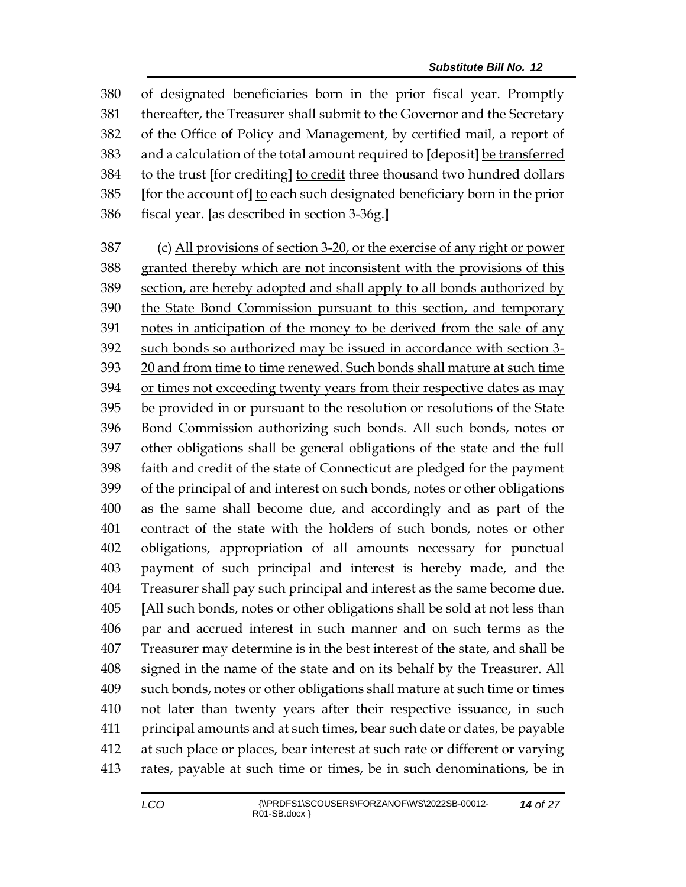of designated beneficiaries born in the prior fiscal year. Promptly thereafter, the Treasurer shall submit to the Governor and the Secretary of the Office of Policy and Management, by certified mail, a report of and a calculation of the total amount required to **[**deposit**]** be transferred to the trust **[**for crediting**]** to credit three thousand two hundred dollars **[**for the account of**]** to each such designated beneficiary born in the prior fiscal year. **[**as described in section 3-36g.**]**

(c) All provisions of section 3-20, or the exercise of any right or power granted thereby which are not inconsistent with the provisions of this section, are hereby adopted and shall apply to all bonds authorized by the State Bond Commission pursuant to this section, and temporary notes in anticipation of the money to be derived from the sale of any such bonds so authorized may be issued in accordance with section 3-20 and from time to time renewed. Such bonds shall mature at such time or times not exceeding twenty years from their respective dates as may be provided in or pursuant to the resolution or resolutions of the State Bond Commission authorizing such bonds. All such bonds, notes or other obligations shall be general obligations of the state and the full faith and credit of the state of Connecticut are pledged for the payment of the principal of and interest on such bonds, notes or other obligations as the same shall become due, and accordingly and as part of the contract of the state with the holders of such bonds, notes or other obligations, appropriation of all amounts necessary for punctual payment of such principal and interest is hereby made, and the Treasurer shall pay such principal and interest as the same become due. **[**All such bonds, notes or other obligations shall be sold at not less than par and accrued interest in such manner and on such terms as the Treasurer may determine is in the best interest of the state, and shall be signed in the name of the state and on its behalf by the Treasurer. All such bonds, notes or other obligations shall mature at such time or times not later than twenty years after their respective issuance, in such principal amounts and at such times, bear such date or dates, be payable at such place or places, bear interest at such rate or different or varying rates, payable at such time or times, be in such denominations, be in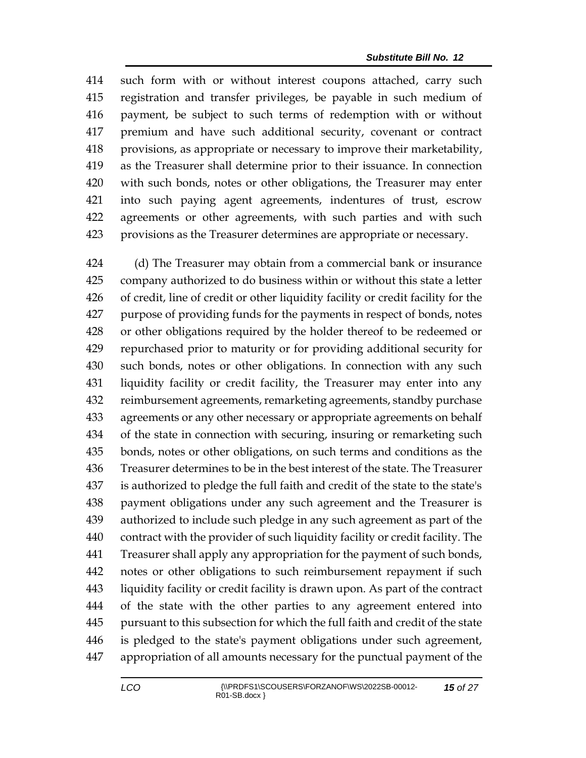such form with or without interest coupons attached, carry such registration and transfer privileges, be payable in such medium of payment, be subject to such terms of redemption with or without premium and have such additional security, covenant or contract provisions, as appropriate or necessary to improve their marketability, as the Treasurer shall determine prior to their issuance. In connection with such bonds, notes or other obligations, the Treasurer may enter into such paying agent agreements, indentures of trust, escrow agreements or other agreements, with such parties and with such provisions as the Treasurer determines are appropriate or necessary.

(d) The Treasurer may obtain from a commercial bank or insurance company authorized to do business within or without this state a letter of credit, line of credit or other liquidity facility or credit facility for the purpose of providing funds for the payments in respect of bonds, notes or other obligations required by the holder thereof to be redeemed or repurchased prior to maturity or for providing additional security for such bonds, notes or other obligations. In connection with any such liquidity facility or credit facility, the Treasurer may enter into any reimbursement agreements, remarketing agreements, standby purchase agreements or any other necessary or appropriate agreements on behalf of the state in connection with securing, insuring or remarketing such bonds, notes or other obligations, on such terms and conditions as the Treasurer determines to be in the best interest of the state. The Treasurer is authorized to pledge the full faith and credit of the state to the state's payment obligations under any such agreement and the Treasurer is authorized to include such pledge in any such agreement as part of the contract with the provider of such liquidity facility or credit facility. The Treasurer shall apply any appropriation for the payment of such bonds, notes or other obligations to such reimbursement repayment if such liquidity facility or credit facility is drawn upon. As part of the contract of the state with the other parties to any agreement entered into pursuant to this subsection for which the full faith and credit of the state is pledged to the state's payment obligations under such agreement, appropriation of all amounts necessary for the punctual payment of the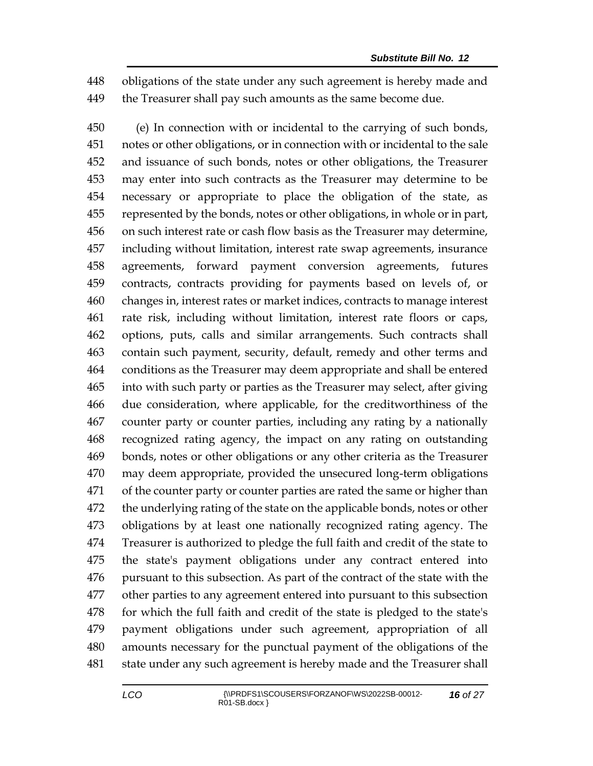obligations of the state under any such agreement is hereby made and the Treasurer shall pay such amounts as the same become due.

(e) In connection with or incidental to the carrying of such bonds, notes or other obligations, or in connection with or incidental to the sale and issuance of such bonds, notes or other obligations, the Treasurer may enter into such contracts as the Treasurer may determine to be necessary or appropriate to place the obligation of the state, as represented by the bonds, notes or other obligations, in whole or in part, on such interest rate or cash flow basis as the Treasurer may determine, including without limitation, interest rate swap agreements, insurance agreements, forward payment conversion agreements, futures contracts, contracts providing for payments based on levels of, or changes in, interest rates or market indices, contracts to manage interest rate risk, including without limitation, interest rate floors or caps, options, puts, calls and similar arrangements. Such contracts shall contain such payment, security, default, remedy and other terms and conditions as the Treasurer may deem appropriate and shall be entered into with such party or parties as the Treasurer may select, after giving due consideration, where applicable, for the creditworthiness of the counter party or counter parties, including any rating by a nationally recognized rating agency, the impact on any rating on outstanding bonds, notes or other obligations or any other criteria as the Treasurer may deem appropriate, provided the unsecured long-term obligations of the counter party or counter parties are rated the same or higher than the underlying rating of the state on the applicable bonds, notes or other obligations by at least one nationally recognized rating agency. The Treasurer is authorized to pledge the full faith and credit of the state to the state's payment obligations under any contract entered into pursuant to this subsection. As part of the contract of the state with the other parties to any agreement entered into pursuant to this subsection for which the full faith and credit of the state is pledged to the state's payment obligations under such agreement, appropriation of all amounts necessary for the punctual payment of the obligations of the state under any such agreement is hereby made and the Treasurer shall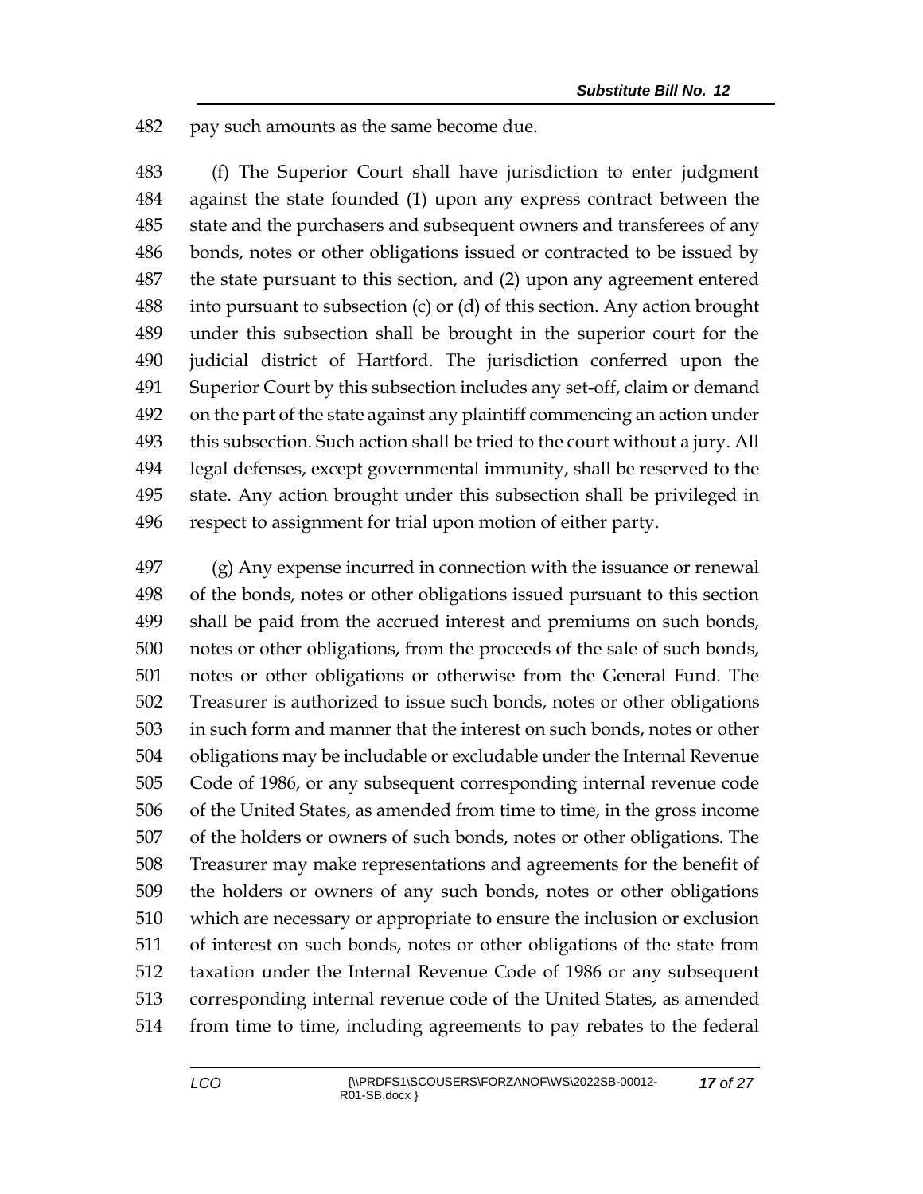pay such amounts as the same become due.

(f) The Superior Court shall have jurisdiction to enter judgment against the state founded (1) upon any express contract between the state and the purchasers and subsequent owners and transferees of any bonds, notes or other obligations issued or contracted to be issued by the state pursuant to this section, and (2) upon any agreement entered into pursuant to subsection (c) or (d) of this section. Any action brought under this subsection shall be brought in the superior court for the judicial district of Hartford. The jurisdiction conferred upon the Superior Court by this subsection includes any set-off, claim or demand on the part of the state against any plaintiff commencing an action under this subsection. Such action shall be tried to the court without a jury. All legal defenses, except governmental immunity, shall be reserved to the state. Any action brought under this subsection shall be privileged in respect to assignment for trial upon motion of either party.

(g) Any expense incurred in connection with the issuance or renewal of the bonds, notes or other obligations issued pursuant to this section shall be paid from the accrued interest and premiums on such bonds, notes or other obligations, from the proceeds of the sale of such bonds, notes or other obligations or otherwise from the General Fund. The Treasurer is authorized to issue such bonds, notes or other obligations in such form and manner that the interest on such bonds, notes or other obligations may be includable or excludable under the Internal Revenue Code of 1986, or any subsequent corresponding internal revenue code of the United States, as amended from time to time, in the gross income of the holders or owners of such bonds, notes or other obligations. The Treasurer may make representations and agreements for the benefit of the holders or owners of any such bonds, notes or other obligations which are necessary or appropriate to ensure the inclusion or exclusion of interest on such bonds, notes or other obligations of the state from taxation under the Internal Revenue Code of 1986 or any subsequent corresponding internal revenue code of the United States, as amended from time to time, including agreements to pay rebates to the federal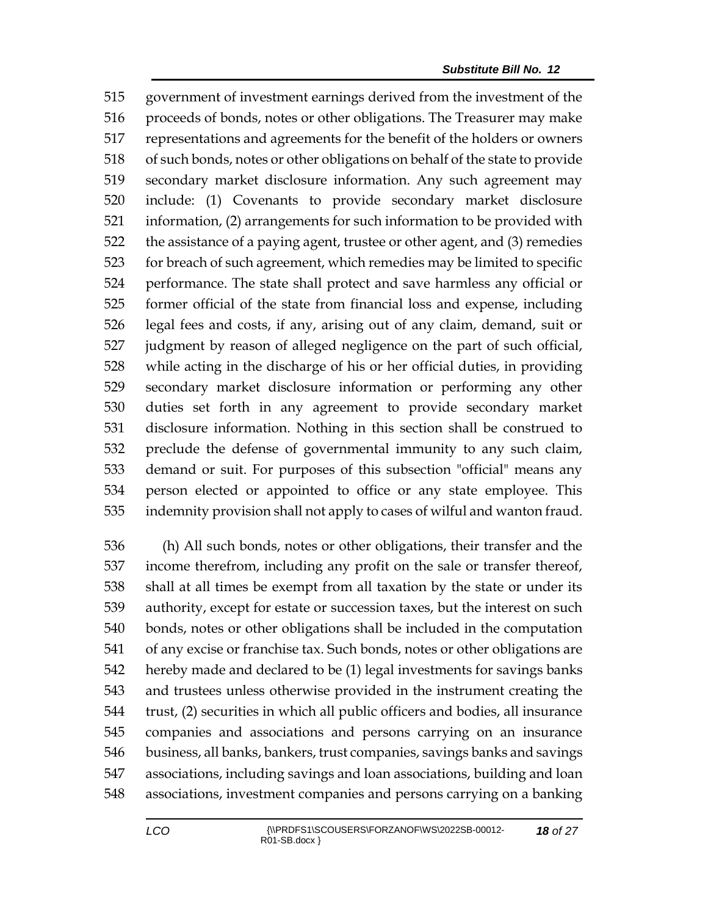government of investment earnings derived from the investment of the proceeds of bonds, notes or other obligations. The Treasurer may make representations and agreements for the benefit of the holders or owners of such bonds, notes or other obligations on behalf of the state to provide secondary market disclosure information. Any such agreement may include: (1) Covenants to provide secondary market disclosure information, (2) arrangements for such information to be provided with the assistance of a paying agent, trustee or other agent, and (3) remedies for breach of such agreement, which remedies may be limited to specific performance. The state shall protect and save harmless any official or former official of the state from financial loss and expense, including legal fees and costs, if any, arising out of any claim, demand, suit or judgment by reason of alleged negligence on the part of such official, while acting in the discharge of his or her official duties, in providing secondary market disclosure information or performing any other duties set forth in any agreement to provide secondary market disclosure information. Nothing in this section shall be construed to preclude the defense of governmental immunity to any such claim, demand or suit. For purposes of this subsection "official" means any person elected or appointed to office or any state employee. This indemnity provision shall not apply to cases of wilful and wanton fraud.

(h) All such bonds, notes or other obligations, their transfer and the income therefrom, including any profit on the sale or transfer thereof, shall at all times be exempt from all taxation by the state or under its authority, except for estate or succession taxes, but the interest on such bonds, notes or other obligations shall be included in the computation of any excise or franchise tax. Such bonds, notes or other obligations are hereby made and declared to be (1) legal investments for savings banks and trustees unless otherwise provided in the instrument creating the trust, (2) securities in which all public officers and bodies, all insurance companies and associations and persons carrying on an insurance business, all banks, bankers, trust companies, savings banks and savings associations, including savings and loan associations, building and loan associations, investment companies and persons carrying on a banking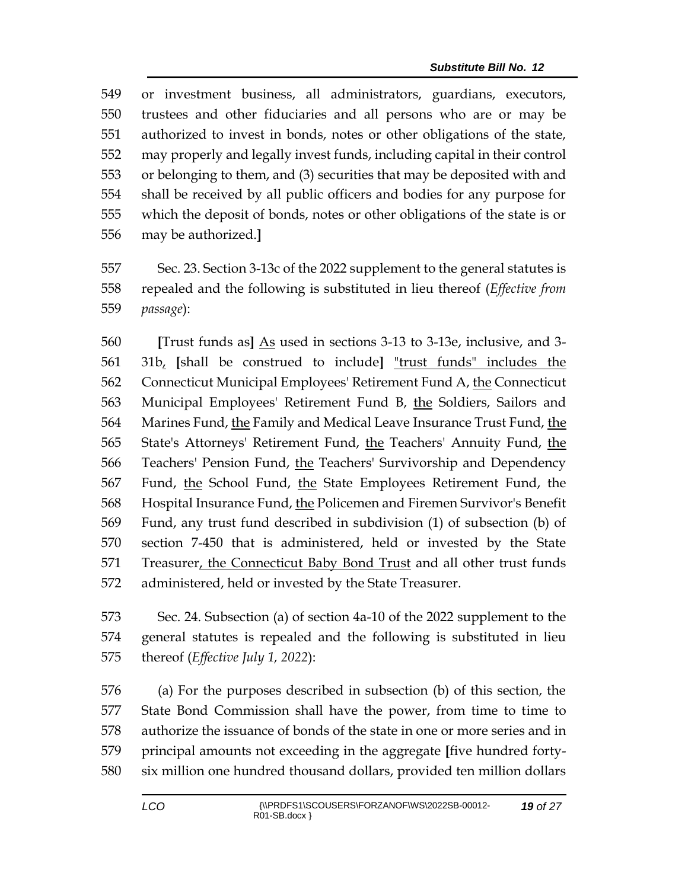549 or investment business, all administrators, guardians, executors,
550 trustees and other fiduciaries and all persons who are or may be
551 authorized to invest in bonds, notes or other obligations of the state,
552 may properly and legally invest funds, including capital in their control
553 or belonging to them, and (3) securities that may be deposited with and
554 shall be received by all public officers and bodies for any purpose for
555 which the deposit of bonds, notes or other obligations of the state is or
556 may be authorized.**]**

557 Sec. 23. Section 3-13c of the 2022 supplement to the general statutes is
558 repealed and the following is substituted in lieu thereof (*Effective from*
559 *passage*):

560 **[**Trust funds as**]** <u>As</u> used in sections 3-13 to 3-13e, inclusive, and 3-
561 31b<u>,</u> **[**shall be construed to include**]** <u>"trust funds" includes the</u>
562 Connecticut Municipal Employees' Retirement Fund A, <u>the</u> Connecticut
563 Municipal Employees' Retirement Fund B, <u>the</u> Soldiers, Sailors and
564 Marines Fund, <u>the</u> Family and Medical Leave Insurance Trust Fund, <u>the</u>
565 State's Attorneys' Retirement Fund, <u>the</u> Teachers' Annuity Fund, <u>the</u>
566 Teachers' Pension Fund, <u>the</u> Teachers' Survivorship and Dependency
567 Fund, <u>the</u> School Fund, <u>the</u> State Employees Retirement Fund, the
568 Hospital Insurance Fund, <u>the</u> Policemen and Firemen Survivor's Benefit
569 Fund, any trust fund described in subdivision (1) of subsection (b) of
570 section 7-450 that is administered, held or invested by the State
571 Treasurer<u>, the Connecticut Baby Bond Trust</u> and all other trust funds
572 administered, held or invested by the State Treasurer.

573 Sec. 24. Subsection (a) of section 4a-10 of the 2022 supplement to the
574 general statutes is repealed and the following is substituted in lieu
575 thereof (*Effective July 1, 2022*):

576 (a) For the purposes described in subsection (b) of this section, the
577 State Bond Commission shall have the power, from time to time to
578 authorize the issuance of bonds of the state in one or more series and in
579 principal amounts not exceeding in the aggregate **[**five hundred forty-
580 six million one hundred thousand dollars, provided ten million dollars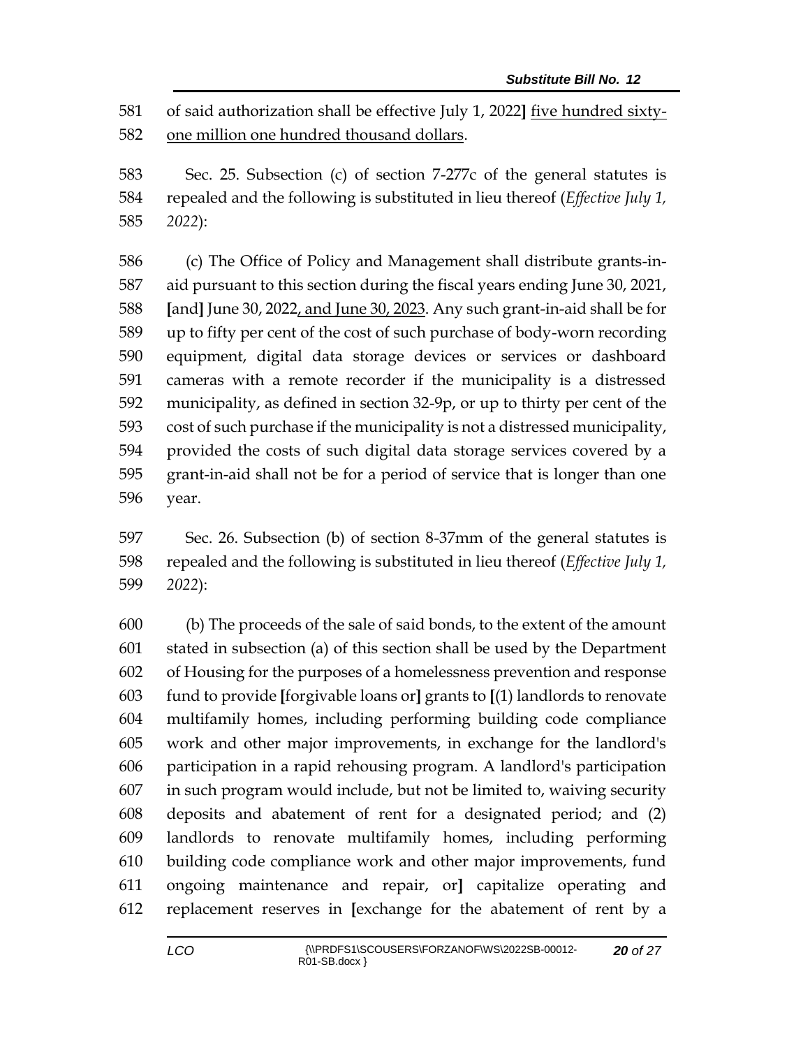581 of said authorization shall be effective July 1, 2022] <u>five hundred sixty-</u>
582 <u>one million one hundred thousand dollars</u>.

583 Sec. 25. Subsection (c) of section 7-277c of the general statutes is
584 repealed and the following is substituted in lieu thereof (*Effective July 1,*
585 *2022*):

586 (c) The Office of Policy and Management shall distribute grants-in-
587 aid pursuant to this section during the fiscal years ending June 30, 2021,
588 **[**and**]** June 30, 2022<u>, and June 30, 2023</u>. Any such grant-in-aid shall be for
589 up to fifty per cent of the cost of such purchase of body-worn recording
590 equipment, digital data storage devices or services or dashboard
591 cameras with a remote recorder if the municipality is a distressed
592 municipality, as defined in section 32-9p, or up to thirty per cent of the
593 cost of such purchase if the municipality is not a distressed municipality,
594 provided the costs of such digital data storage services covered by a
595 grant-in-aid shall not be for a period of service that is longer than one
596 year.

597 Sec. 26. Subsection (b) of section 8-37mm of the general statutes is
598 repealed and the following is substituted in lieu thereof (*Effective July 1,*
599 *2022*):

600 (b) The proceeds of the sale of said bonds, to the extent of the amount
601 stated in subsection (a) of this section shall be used by the Department
602 of Housing for the purposes of a homelessness prevention and response
603 fund to provide **[**forgivable loans or**]** grants to **[**(1) landlords to renovate
604 multifamily homes, including performing building code compliance
605 work and other major improvements, in exchange for the landlord's
606 participation in a rapid rehousing program. A landlord's participation
607 in such program would include, but not be limited to, waiving security
608 deposits and abatement of rent for a designated period; and (2)
609 landlords to renovate multifamily homes, including performing
610 building code compliance work and other major improvements, fund
611 ongoing maintenance and repair, or**]** capitalize operating and
612 replacement reserves in **[**exchange for the abatement of rent by a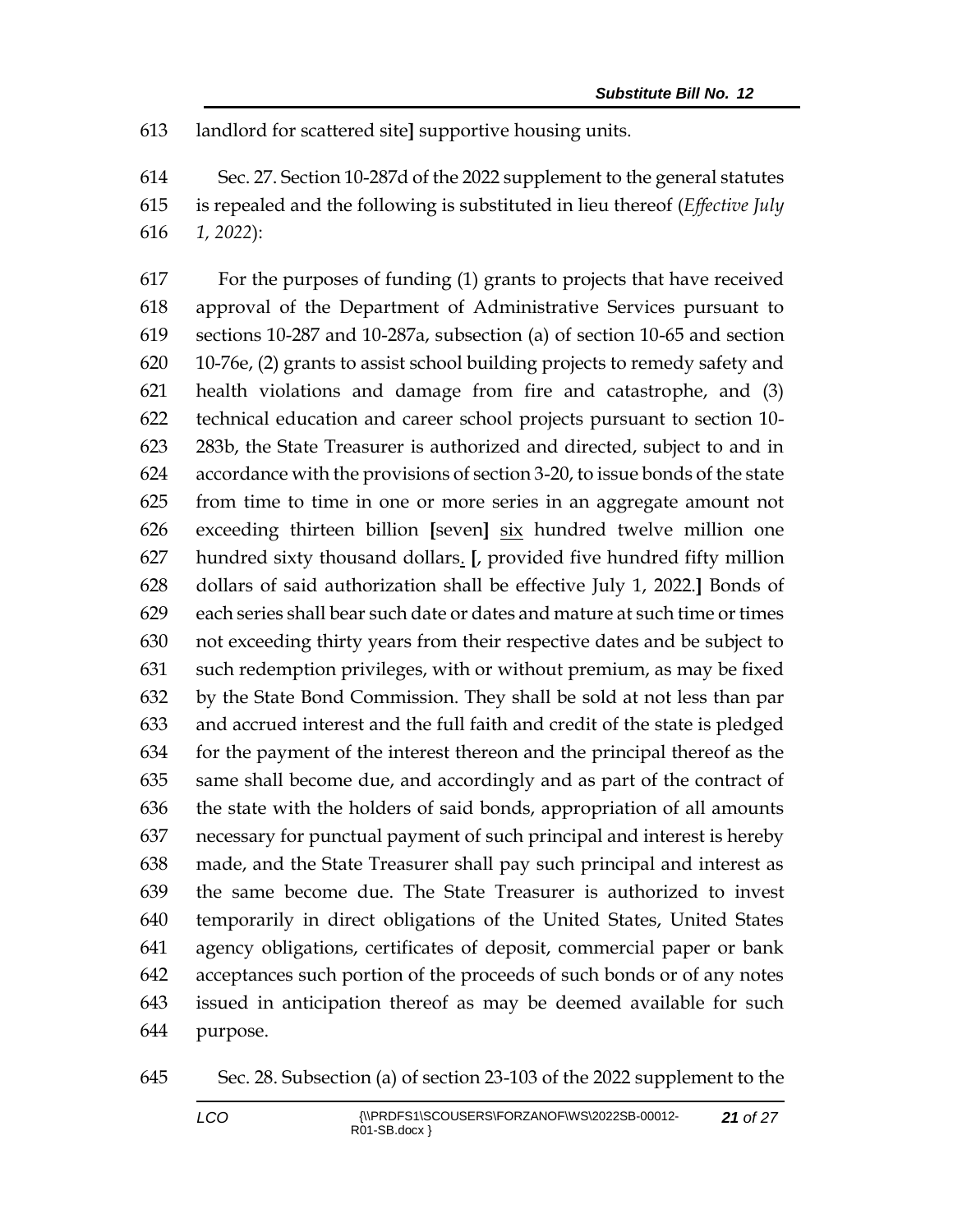613 landlord for scattered site] supportive housing units.

614 Sec. 27. Section 10-287d of the 2022 supplement to the general statutes
615 is repealed and the following is substituted in lieu thereof (*Effective July*
616 *1, 2022*):

617 For the purposes of funding (1) grants to projects that have received
618 approval of the Department of Administrative Services pursuant to
619 sections 10-287 and 10-287a, subsection (a) of section 10-65 and section
620 10-76e, (2) grants to assist school building projects to remedy safety and
621 health violations and damage from fire and catastrophe, and (3)
622 technical education and career school projects pursuant to section 10-
623 283b, the State Treasurer is authorized and directed, subject to and in
624 accordance with the provisions of section 3-20, to issue bonds of the state
625 from time to time in one or more series in an aggregate amount not
626 exceeding thirteen billion **[**seven**]** <u>six</u> hundred twelve million one
627 hundred sixty thousand dollars<u>.</u> **[**, provided five hundred fifty million
628 dollars of said authorization shall be effective July 1, 2022.**]** Bonds of
629 each series shall bear such date or dates and mature at such time or times
630 not exceeding thirty years from their respective dates and be subject to
631 such redemption privileges, with or without premium, as may be fixed
632 by the State Bond Commission. They shall be sold at not less than par
633 and accrued interest and the full faith and credit of the state is pledged
634 for the payment of the interest thereon and the principal thereof as the
635 same shall become due, and accordingly and as part of the contract of
636 the state with the holders of said bonds, appropriation of all amounts
637 necessary for punctual payment of such principal and interest is hereby
638 made, and the State Treasurer shall pay such principal and interest as
639 the same become due. The State Treasurer is authorized to invest
640 temporarily in direct obligations of the United States, United States
641 agency obligations, certificates of deposit, commercial paper or bank
642 acceptances such portion of the proceeds of such bonds or of any notes
643 issued in anticipation thereof as may be deemed available for such
644 purpose.

645 Sec. 28. Subsection (a) of section 23-103 of the 2022 supplement to the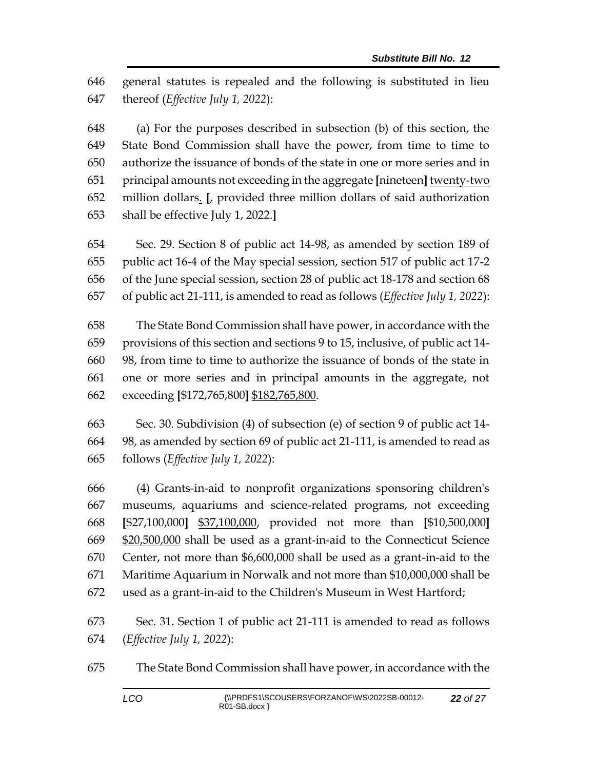646 general statutes is repealed and the following is substituted in lieu
647 thereof (*Effective July 1, 2022*):

648 (a) For the purposes described in subsection (b) of this section, the
649 State Bond Commission shall have the power, from time to time to
650 authorize the issuance of bonds of the state in one or more series and in
651 principal amounts not exceeding in the aggregate **[**nineteen**]** <u>twenty-two</u>
652 million dollars<u>.</u> **[**, provided three million dollars of said authorization
653 shall be effective July 1, 2022.**]**

654 Sec. 29. Section 8 of public act 14-98, as amended by section 189 of
655 public act 16-4 of the May special session, section 517 of public act 17-2
656 of the June special session, section 28 of public act 18-178 and section 68
657 of public act 21-111, is amended to read as follows (*Effective July 1, 2022*):

658 The State Bond Commission shall have power, in accordance with the
659 provisions of this section and sections 9 to 15, inclusive, of public act 14-
660 98, from time to time to authorize the issuance of bonds of the state in
661 one or more series and in principal amounts in the aggregate, not
662 exceeding **[**$172,765,800**]** <u>$182,765,800</u>.

663 Sec. 30. Subdivision (4) of subsection (e) of section 9 of public act 14-
664 98, as amended by section 69 of public act 21-111, is amended to read as
665 follows (*Effective July 1, 2022*):

666 (4) Grants-in-aid to nonprofit organizations sponsoring children's
667 museums, aquariums and science-related programs, not exceeding
668 **[**$27,100,000**]** <u>$37,100,000</u>, provided not more than **[**$10,500,000**]**
669 <u>$20,500,000</u> shall be used as a grant-in-aid to the Connecticut Science
670 Center, not more than $6,600,000 shall be used as a grant-in-aid to the
671 Maritime Aquarium in Norwalk and not more than $10,000,000 shall be
672 used as a grant-in-aid to the Children's Museum in West Hartford;

673 Sec. 31. Section 1 of public act 21-111 is amended to read as follows
674 (*Effective July 1, 2022*):

675 The State Bond Commission shall have power, in accordance with the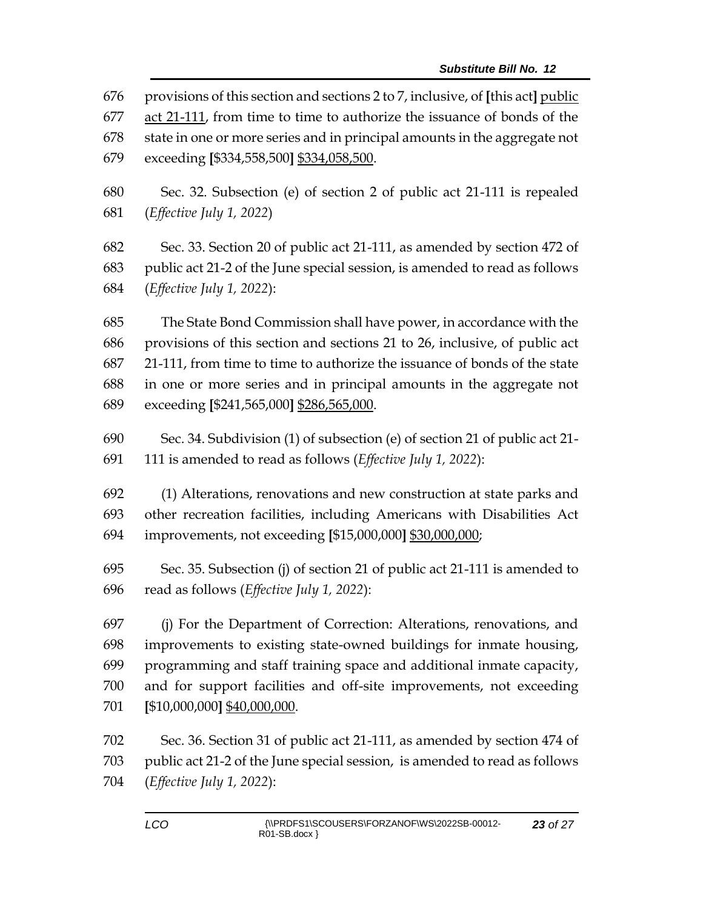provisions of this section and sections 2 to 7, inclusive, of [this act] <u>public act 21-111</u>, from time to time to authorize the issuance of bonds of the state in one or more series and in principal amounts in the aggregate not exceeding [$334,558,500] <u>$334,058,500</u>.

Sec. 32. Subsection (e) of section 2 of public act 21-111 is repealed (*Effective July 1, 2022*)

Sec. 33. Section 20 of public act 21-111, as amended by section 472 of public act 21-2 of the June special session, is amended to read as follows (*Effective July 1, 2022*):

The State Bond Commission shall have power, in accordance with the provisions of this section and sections 21 to 26, inclusive, of public act 21-111, from time to time to authorize the issuance of bonds of the state in one or more series and in principal amounts in the aggregate not exceeding [$241,565,000] <u>$286,565,000</u>.

Sec. 34. Subdivision (1) of subsection (e) of section 21 of public act 21-111 is amended to read as follows (*Effective July 1, 2022*):

(1) Alterations, renovations and new construction at state parks and other recreation facilities, including Americans with Disabilities Act improvements, not exceeding [$15,000,000] <u>$30,000,000</u>;

Sec. 35. Subsection (j) of section 21 of public act 21-111 is amended to read as follows (*Effective July 1, 2022*):

(j) For the Department of Correction: Alterations, renovations, and improvements to existing state-owned buildings for inmate housing, programming and staff training space and additional inmate capacity, and for support facilities and off-site improvements, not exceeding [$10,000,000] <u>$40,000,000</u>.

Sec. 36. Section 31 of public act 21-111, as amended by section 474 of public act 21-2 of the June special session, is amended to read as follows (*Effective July 1, 2022*):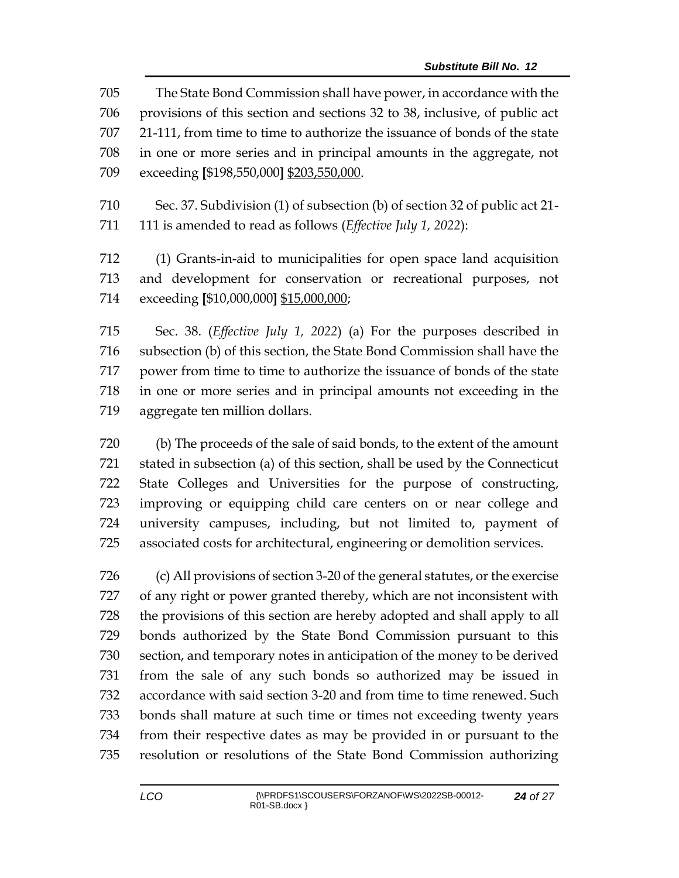The State Bond Commission shall have power, in accordance with the provisions of this section and sections 32 to 38, inclusive, of public act 21-111, from time to time to authorize the issuance of bonds of the state in one or more series and in principal amounts in the aggregate, not exceeding [$198,550,000] <u>$203,550,000</u>.

Sec. 37. Subdivision (1) of subsection (b) of section 32 of public act 21-111 is amended to read as follows (*Effective July 1, 2022*):

(1) Grants-in-aid to municipalities for open space land acquisition and development for conservation or recreational purposes, not exceeding [$10,000,000] <u>$15,000,000</u>;

Sec. 38. (*Effective July 1, 2022*) (a) For the purposes described in subsection (b) of this section, the State Bond Commission shall have the power from time to time to authorize the issuance of bonds of the state in one or more series and in principal amounts not exceeding in the aggregate ten million dollars.

(b) The proceeds of the sale of said bonds, to the extent of the amount stated in subsection (a) of this section, shall be used by the Connecticut State Colleges and Universities for the purpose of constructing, improving or equipping child care centers on or near college and university campuses, including, but not limited to, payment of associated costs for architectural, engineering or demolition services.

(c) All provisions of section 3-20 of the general statutes, or the exercise of any right or power granted thereby, which are not inconsistent with the provisions of this section are hereby adopted and shall apply to all bonds authorized by the State Bond Commission pursuant to this section, and temporary notes in anticipation of the money to be derived from the sale of any such bonds so authorized may be issued in accordance with said section 3-20 and from time to time renewed. Such bonds shall mature at such time or times not exceeding twenty years from their respective dates as may be provided in or pursuant to the resolution or resolutions of the State Bond Commission authorizing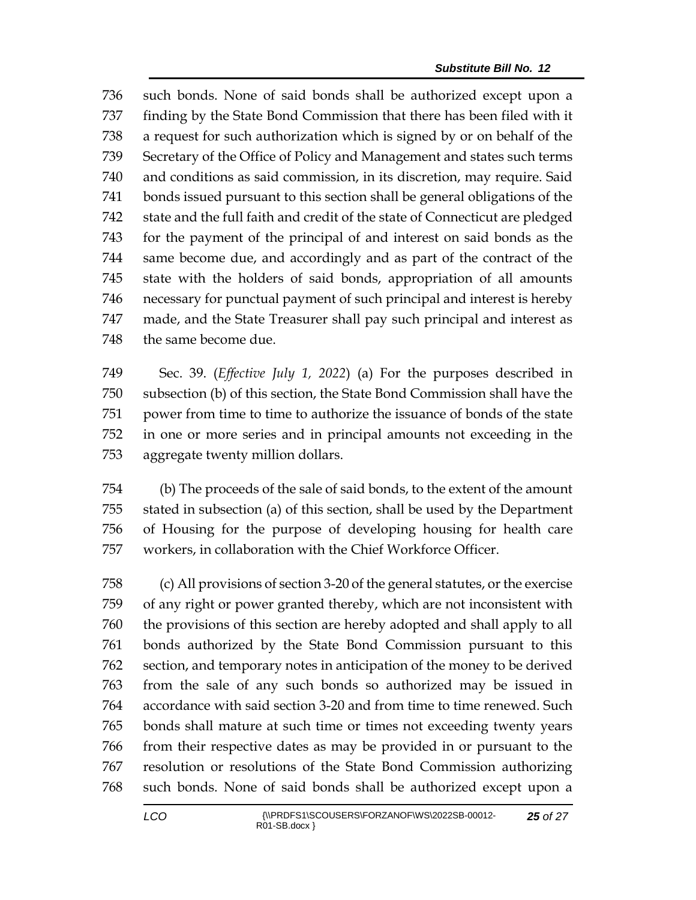such bonds. None of said bonds shall be authorized except upon a finding by the State Bond Commission that there has been filed with it a request for such authorization which is signed by or on behalf of the Secretary of the Office of Policy and Management and states such terms and conditions as said commission, in its discretion, may require. Said bonds issued pursuant to this section shall be general obligations of the state and the full faith and credit of the state of Connecticut are pledged for the payment of the principal of and interest on said bonds as the same become due, and accordingly and as part of the contract of the state with the holders of said bonds, appropriation of all amounts necessary for punctual payment of such principal and interest is hereby made, and the State Treasurer shall pay such principal and interest as the same become due.

Sec. 39. (*Effective July 1, 2022*) (a) For the purposes described in subsection (b) of this section, the State Bond Commission shall have the power from time to time to authorize the issuance of bonds of the state in one or more series and in principal amounts not exceeding in the aggregate twenty million dollars.

(b) The proceeds of the sale of said bonds, to the extent of the amount stated in subsection (a) of this section, shall be used by the Department of Housing for the purpose of developing housing for health care workers, in collaboration with the Chief Workforce Officer.

(c) All provisions of section 3-20 of the general statutes, or the exercise of any right or power granted thereby, which are not inconsistent with the provisions of this section are hereby adopted and shall apply to all bonds authorized by the State Bond Commission pursuant to this section, and temporary notes in anticipation of the money to be derived from the sale of any such bonds so authorized may be issued in accordance with said section 3-20 and from time to time renewed. Such bonds shall mature at such time or times not exceeding twenty years from their respective dates as may be provided in or pursuant to the resolution or resolutions of the State Bond Commission authorizing such bonds. None of said bonds shall be authorized except upon a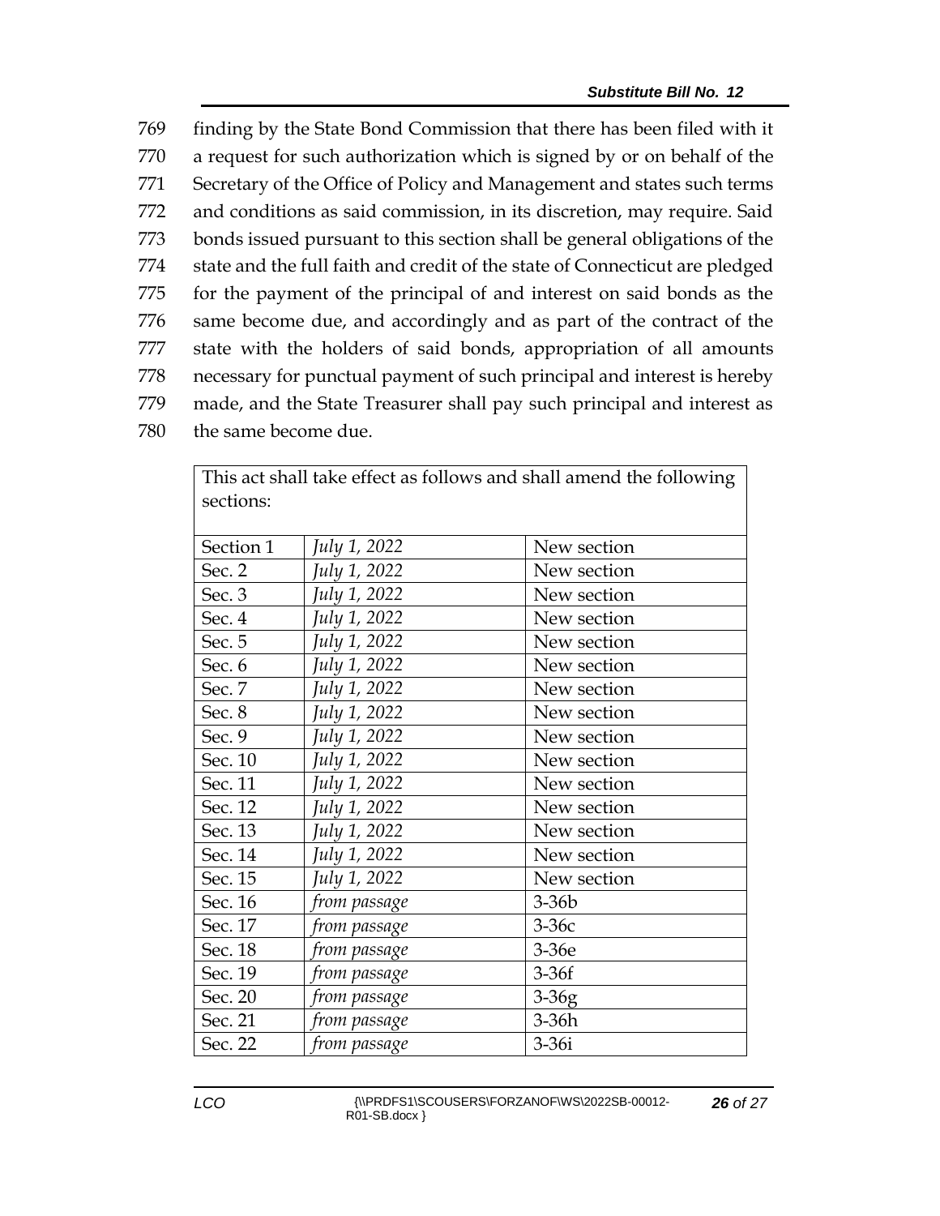769 finding by the State Bond Commission that there has been filed with it
770 a request for such authorization which is signed by or on behalf of the
771 Secretary of the Office of Policy and Management and states such terms
772 and conditions as said commission, in its discretion, may require. Said
773 bonds issued pursuant to this section shall be general obligations of the
774 state and the full faith and credit of the state of Connecticut are pledged
775 for the payment of the principal of and interest on said bonds as the
776 same become due, and accordingly and as part of the contract of the
777 state with the holders of said bonds, appropriation of all amounts
778 necessary for punctual payment of such principal and interest is hereby
779 made, and the State Treasurer shall pay such principal and interest as
780 the same become due.

| This act shall take effect as follows and shall amend the following sections: | | |
|---|---|---|
| Section 1 | *July 1, 2022* | New section |
| Sec. 2 | *July 1, 2022* | New section |
| Sec. 3 | *July 1, 2022* | New section |
| Sec. 4 | *July 1, 2022* | New section |
| Sec. 5 | *July 1, 2022* | New section |
| Sec. 6 | *July 1, 2022* | New section |
| Sec. 7 | *July 1, 2022* | New section |
| Sec. 8 | *July 1, 2022* | New section |
| Sec. 9 | *July 1, 2022* | New section |
| Sec. 10 | *July 1, 2022* | New section |
| Sec. 11 | *July 1, 2022* | New section |
| Sec. 12 | *July 1, 2022* | New section |
| Sec. 13 | *July 1, 2022* | New section |
| Sec. 14 | *July 1, 2022* | New section |
| Sec. 15 | *July 1, 2022* | New section |
| Sec. 16 | *from passage* | 3-36b |
| Sec. 17 | *from passage* | 3-36c |
| Sec. 18 | *from passage* | 3-36e |
| Sec. 19 | *from passage* | 3-36f |
| Sec. 20 | *from passage* | 3-36g |
| Sec. 21 | *from passage* | 3-36h |
| Sec. 22 | *from passage* | 3-36i |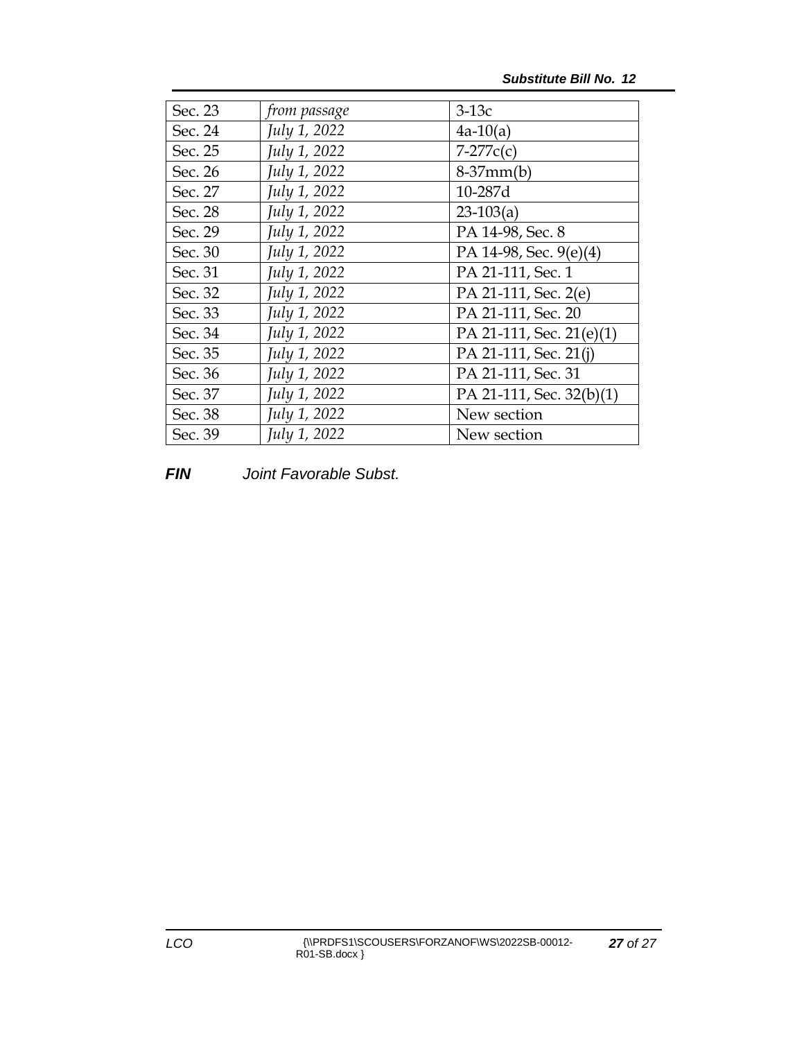| | | |
|---|---|---|
| Sec. 23 | *from passage* | 3-13c |
| Sec. 24 | *July 1, 2022* | 4a-10(a) |
| Sec. 25 | *July 1, 2022* | 7-277c(c) |
| Sec. 26 | *July 1, 2022* | 8-37mm(b) |
| Sec. 27 | *July 1, 2022* | 10-287d |
| Sec. 28 | *July 1, 2022* | 23-103(a) |
| Sec. 29 | *July 1, 2022* | PA 14-98, Sec. 8 |
| Sec. 30 | *July 1, 2022* | PA 14-98, Sec. 9(e)(4) |
| Sec. 31 | *July 1, 2022* | PA 21-111, Sec. 1 |
| Sec. 32 | *July 1, 2022* | PA 21-111, Sec. 2(e) |
| Sec. 33 | *July 1, 2022* | PA 21-111, Sec. 20 |
| Sec. 34 | *July 1, 2022* | PA 21-111, Sec. 21(e)(1) |
| Sec. 35 | *July 1, 2022* | PA 21-111, Sec. 21(j) |
| Sec. 36 | *July 1, 2022* | PA 21-111, Sec. 31 |
| Sec. 37 | *July 1, 2022* | PA 21-111, Sec. 32(b)(1) |
| Sec. 38 | *July 1, 2022* | New section |
| Sec. 39 | *July 1, 2022* | New section |

***FIN*** *Joint Favorable Subst.*